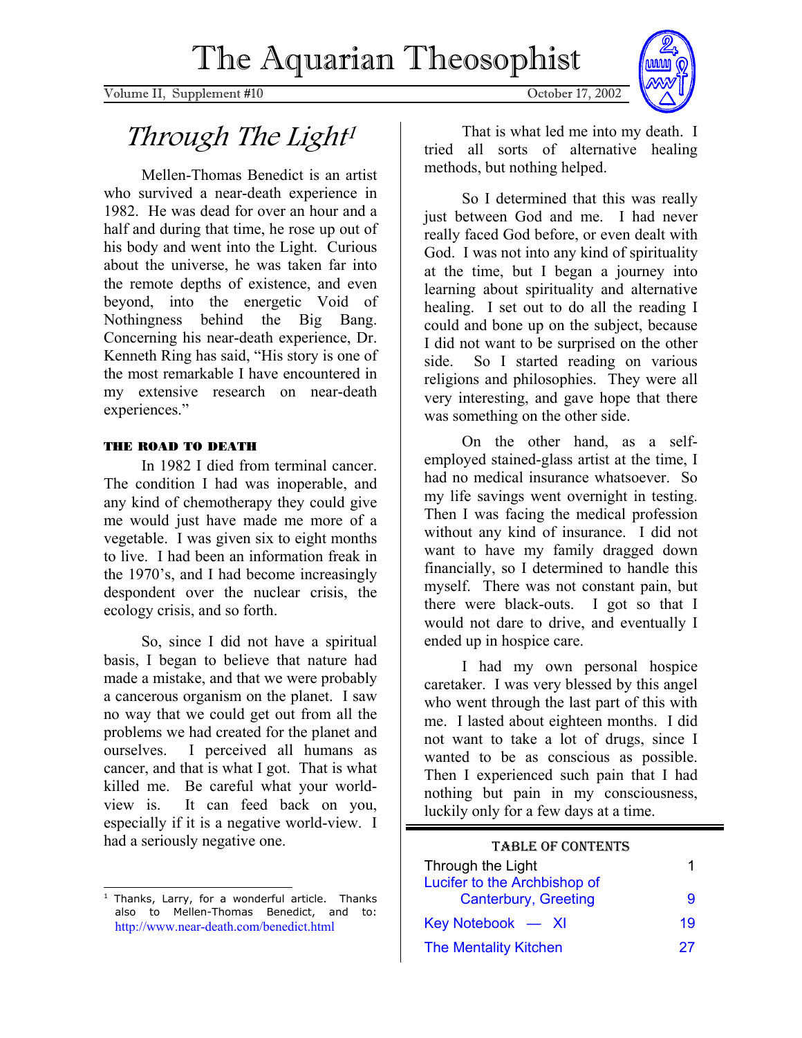# The Aquarian Theosophist

Volume II, Supplement #10 — October 17, 2002

## Through The Light[1]

Mellen-Thomas Benedict is an artist who survived a near-death experience in 1982. He was dead for over an hour and a half and during that time, he rose up out of his body and went into the Light. Curious about the universe, he was taken far into the remote depths of existence, and even beyond, into the energetic Void of Nothingness behind the Big Bang. Concerning his near-death experience, Dr. Kenneth Ring has said, "His story is one of the most remarkable I have encountered in my extensive research on near-death experiences."

### THE ROAD TO DEATH

In 1982 I died from terminal cancer. The condition I had was inoperable, and any kind of chemotherapy they could give me would just have made me more of a vegetable. I was given six to eight months to live. I had been an information freak in the 1970's, and I had become increasingly despondent over the nuclear crisis, the ecology crisis, and so forth.

So, since I did not have a spiritual basis, I began to believe that nature had made a mistake, and that we were probably a cancerous organism on the planet. I saw no way that we could get out from all the problems we had created for the planet and ourselves. I perceived all humans as cancer, and that is what I got. That is what killed me. Be careful what your world-view is. It can feed back on you, especially if it is a negative world-view. I had a seriously negative one.

That is what led me into my death. I tried all sorts of alternative healing methods, but nothing helped.

So I determined that this was really just between God and me. I had never really faced God before, or even dealt with God. I was not into any kind of spirituality at the time, but I began a journey into learning about spirituality and alternative healing. I set out to do all the reading I could and bone up on the subject, because I did not want to be surprised on the other side. So I started reading on various religions and philosophies. They were all very interesting, and gave hope that there was something on the other side.

On the other hand, as a self-employed stained-glass artist at the time, I had no medical insurance whatsoever. So my life savings went overnight in testing. Then I was facing the medical profession without any kind of insurance. I did not want to have my family dragged down financially, so I determined to handle this myself. There was not constant pain, but there were black-outs. I got so that I would not dare to drive, and eventually I ended up in hospice care.

I had my own personal hospice caretaker. I was very blessed by this angel who went through the last part of this with me. I lasted about eighteen months. I did not want to take a lot of drugs, since I wanted to be as conscious as possible. Then I experienced such pain that I had nothing but pain in my consciousness, luckily only for a few days at a time.

---

[1] Thanks, Larry, for a wonderful article. Thanks also to Mellen-Thomas Benedict, and to: http://www.near-death.com/benedict.html

---

**TABLE OF CONTENTS**

| | |
|---|---|
| Through the Light | 1 |
| Lucifer to the Archbishop of Canterbury, Greeting | 9 |
| Key Notebook — XI | 19 |
| The Mentality Kitchen | 27 |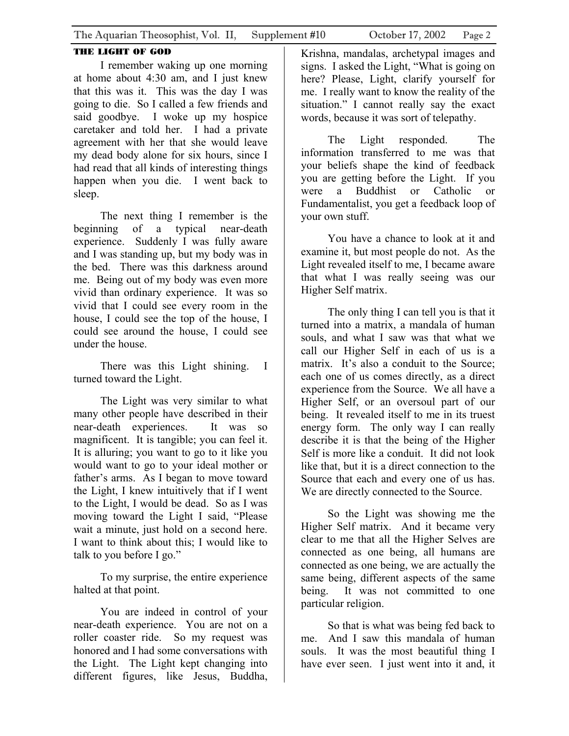### THE LIGHT OF GOD

I remember waking up one morning at home about 4:30 am, and I just knew that this was it. This was the day I was going to die. So I called a few friends and said goodbye. I woke up my hospice caretaker and told her. I had a private agreement with her that she would leave my dead body alone for six hours, since I had read that all kinds of interesting things happen when you die. I went back to sleep.

The next thing I remember is the beginning of a typical near-death experience. Suddenly I was fully aware and I was standing up, but my body was in the bed. There was this darkness around me. Being out of my body was even more vivid than ordinary experience. It was so vivid that I could see every room in the house, I could see the top of the house, I could see around the house, I could see under the house.

There was this Light shining. I turned toward the Light.

The Light was very similar to what many other people have described in their near-death experiences. It was so magnificent. It is tangible; you can feel it. It is alluring; you want to go to it like you would want to go to your ideal mother or father's arms. As I began to move toward the Light, I knew intuitively that if I went to the Light, I would be dead. So as I was moving toward the Light I said, "Please wait a minute, just hold on a second here. I want to think about this; I would like to talk to you before I go."

To my surprise, the entire experience halted at that point.

You are indeed in control of your near-death experience. You are not on a roller coaster ride. So my request was honored and I had some conversations with the Light. The Light kept changing into different figures, like Jesus, Buddha, Krishna, mandalas, archetypal images and signs. I asked the Light, "What is going on here? Please, Light, clarify yourself for me. I really want to know the reality of the situation." I cannot really say the exact words, because it was sort of telepathy.

The Light responded. The information transferred to me was that your beliefs shape the kind of feedback you are getting before the Light. If you were a Buddhist or Catholic or Fundamentalist, you get a feedback loop of your own stuff.

You have a chance to look at it and examine it, but most people do not. As the Light revealed itself to me, I became aware that what I was really seeing was our Higher Self matrix.

The only thing I can tell you is that it turned into a matrix, a mandala of human souls, and what I saw was that what we call our Higher Self in each of us is a matrix. It's also a conduit to the Source; each one of us comes directly, as a direct experience from the Source. We all have a Higher Self, or an oversoul part of our being. It revealed itself to me in its truest energy form. The only way I can really describe it is that the being of the Higher Self is more like a conduit. It did not look like that, but it is a direct connection to the Source that each and every one of us has. We are directly connected to the Source.

So the Light was showing me the Higher Self matrix. And it became very clear to me that all the Higher Selves are connected as one being, all humans are connected as one being, we are actually the same being, different aspects of the same being. It was not committed to one particular religion.

So that is what was being fed back to me. And I saw this mandala of human souls. It was the most beautiful thing I have ever seen. I just went into it and, it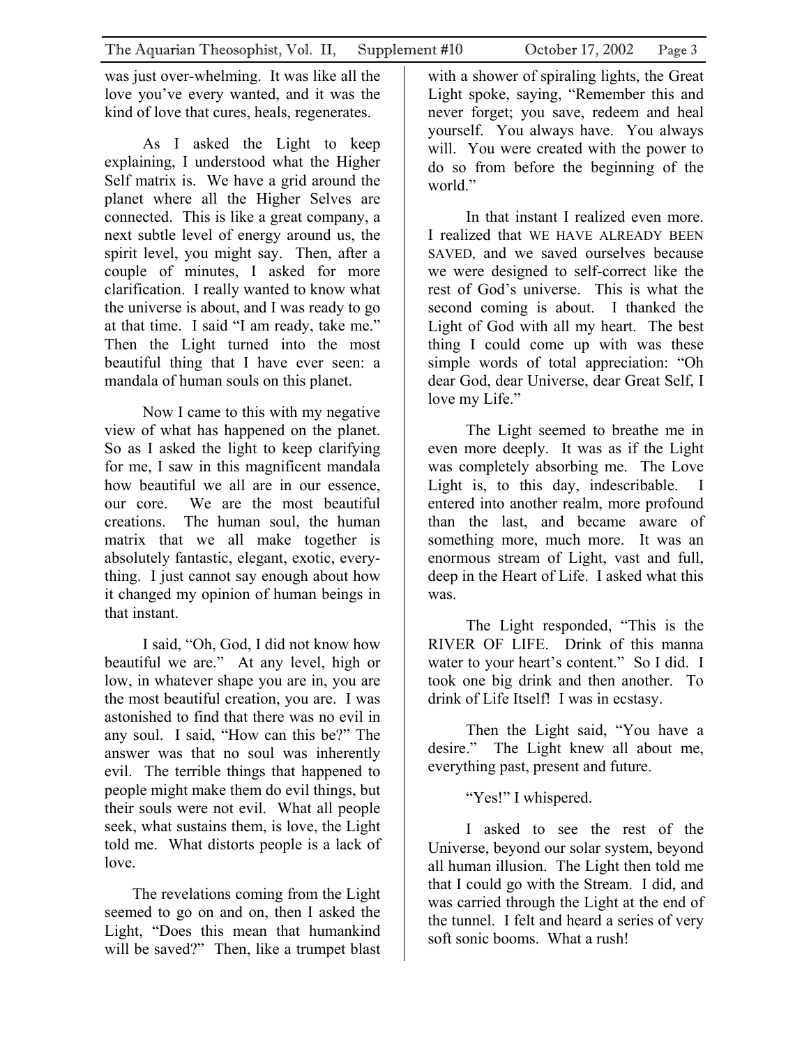was just over-whelming. It was like all the love you've every wanted, and it was the kind of love that cures, heals, regenerates.

As I asked the Light to keep explaining, I understood what the Higher Self matrix is. We have a grid around the planet where all the Higher Selves are connected. This is like a great company, a next subtle level of energy around us, the spirit level, you might say. Then, after a couple of minutes, I asked for more clarification. I really wanted to know what the universe is about, and I was ready to go at that time. I said "I am ready, take me." Then the Light turned into the most beautiful thing that I have ever seen: a mandala of human souls on this planet.

Now I came to this with my negative view of what has happened on the planet. So as I asked the light to keep clarifying for me, I saw in this magnificent mandala how beautiful we all are in our essence, our core. We are the most beautiful creations. The human soul, the human matrix that we all make together is absolutely fantastic, elegant, exotic, every-thing. I just cannot say enough about how it changed my opinion of human beings in that instant.

I said, "Oh, God, I did not know how beautiful we are." At any level, high or low, in whatever shape you are in, you are the most beautiful creation, you are. I was astonished to find that there was no evil in any soul. I said, "How can this be?" The answer was that no soul was inherently evil. The terrible things that happened to people might make them do evil things, but their souls were not evil. What all people seek, what sustains them, is love, the Light told me. What distorts people is a lack of love.

The revelations coming from the Light seemed to go on and on, then I asked the Light, "Does this mean that humankind will be saved?" Then, like a trumpet blast with a shower of spiraling lights, the Great Light spoke, saying, "Remember this and never forget; you save, redeem and heal yourself. You always have. You always will. You were created with the power to do so from before the beginning of the world."

In that instant I realized even more. I realized that WE HAVE ALREADY BEEN SAVED, and we saved ourselves because we were designed to self-correct like the rest of God's universe. This is what the second coming is about. I thanked the Light of God with all my heart. The best thing I could come up with was these simple words of total appreciation: "Oh dear God, dear Universe, dear Great Self, I love my Life."

The Light seemed to breathe me in even more deeply. It was as if the Light was completely absorbing me. The Love Light is, to this day, indescribable. I entered into another realm, more profound than the last, and became aware of something more, much more. It was an enormous stream of Light, vast and full, deep in the Heart of Life. I asked what this was.

The Light responded, "This is the RIVER OF LIFE. Drink of this manna water to your heart's content." So I did. I took one big drink and then another. To drink of Life Itself! I was in ecstasy.

Then the Light said, "You have a desire." The Light knew all about me, everything past, present and future.

"Yes!" I whispered.

I asked to see the rest of the Universe, beyond our solar system, beyond all human illusion. The Light then told me that I could go with the Stream. I did, and was carried through the Light at the end of the tunnel. I felt and heard a series of very soft sonic booms. What a rush!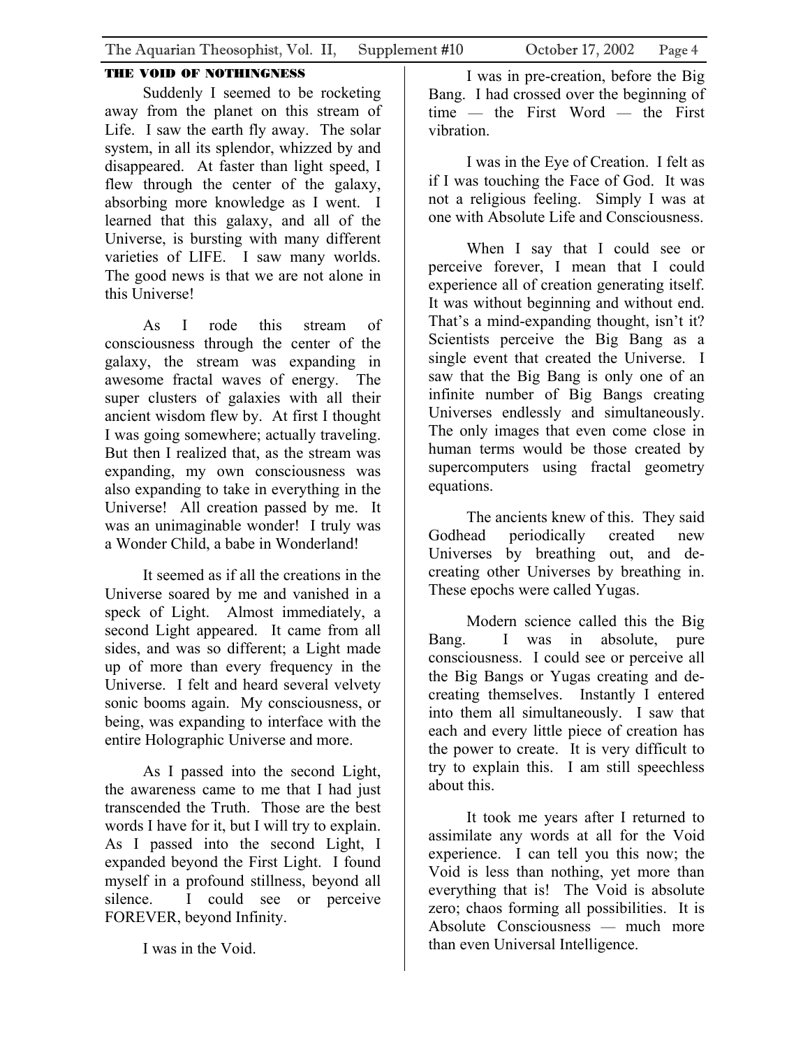### THE VOID OF NOTHINGNESS

Suddenly I seemed to be rocketing away from the planet on this stream of Life. I saw the earth fly away. The solar system, in all its splendor, whizzed by and disappeared. At faster than light speed, I flew through the center of the galaxy, absorbing more knowledge as I went. I learned that this galaxy, and all of the Universe, is bursting with many different varieties of LIFE. I saw many worlds. The good news is that we are not alone in this Universe!

As I rode this stream of consciousness through the center of the galaxy, the stream was expanding in awesome fractal waves of energy. The super clusters of galaxies with all their ancient wisdom flew by. At first I thought I was going somewhere; actually traveling. But then I realized that, as the stream was expanding, my own consciousness was also expanding to take in everything in the Universe! All creation passed by me. It was an unimaginable wonder! I truly was a Wonder Child, a babe in Wonderland!

It seemed as if all the creations in the Universe soared by me and vanished in a speck of Light. Almost immediately, a second Light appeared. It came from all sides, and was so different; a Light made up of more than every frequency in the Universe. I felt and heard several velvety sonic booms again. My consciousness, or being, was expanding to interface with the entire Holographic Universe and more.

As I passed into the second Light, the awareness came to me that I had just transcended the Truth. Those are the best words I have for it, but I will try to explain. As I passed into the second Light, I expanded beyond the First Light. I found myself in a profound stillness, beyond all silence. I could see or perceive FOREVER, beyond Infinity.

I was in the Void.

I was in pre-creation, before the Big Bang. I had crossed over the beginning of time — the First Word — the First vibration.

I was in the Eye of Creation. I felt as if I was touching the Face of God. It was not a religious feeling. Simply I was at one with Absolute Life and Consciousness.

When I say that I could see or perceive forever, I mean that I could experience all of creation generating itself. It was without beginning and without end. That's a mind-expanding thought, isn't it? Scientists perceive the Big Bang as a single event that created the Universe. I saw that the Big Bang is only one of an infinite number of Big Bangs creating Universes endlessly and simultaneously. The only images that even come close in human terms would be those created by supercomputers using fractal geometry equations.

The ancients knew of this. They said Godhead periodically created new Universes by breathing out, and de-creating other Universes by breathing in. These epochs were called Yugas.

Modern science called this the Big Bang. I was in absolute, pure consciousness. I could see or perceive all the Big Bangs or Yugas creating and de-creating themselves. Instantly I entered into them all simultaneously. I saw that each and every little piece of creation has the power to create. It is very difficult to try to explain this. I am still speechless about this.

It took me years after I returned to assimilate any words at all for the Void experience. I can tell you this now; the Void is less than nothing, yet more than everything that is! The Void is absolute zero; chaos forming all possibilities. It is Absolute Consciousness — much more than even Universal Intelligence.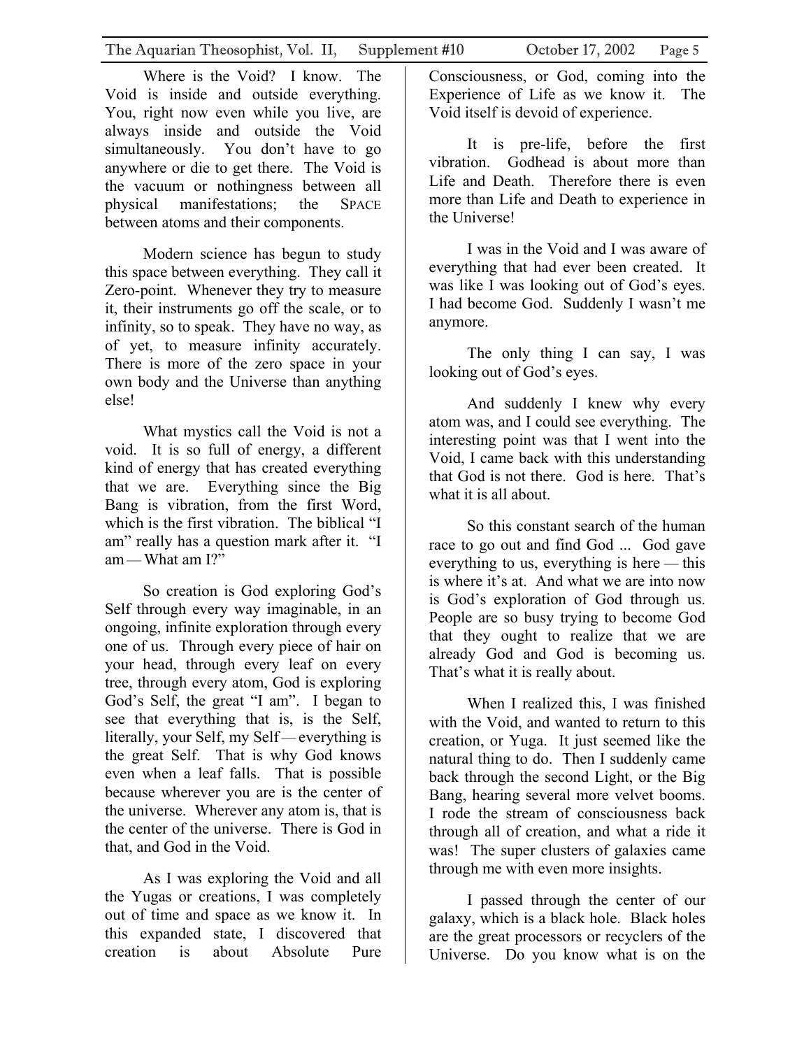Where is the Void? I know. The Void is inside and outside everything. You, right now even while you live, are always inside and outside the Void simultaneously. You don't have to go anywhere or die to get there. The Void is the vacuum or nothingness between all physical manifestations; the SPACE between atoms and their components.

Modern science has begun to study this space between everything. They call it Zero-point. Whenever they try to measure it, their instruments go off the scale, or to infinity, so to speak. They have no way, as of yet, to measure infinity accurately. There is more of the zero space in your own body and the Universe than anything else!

What mystics call the Void is not a void. It is so full of energy, a different kind of energy that has created everything that we are. Everything since the Big Bang is vibration, from the first Word, which is the first vibration. The biblical "I am" really has a question mark after it. "I am — What am I?"

So creation is God exploring God's Self through every way imaginable, in an ongoing, infinite exploration through every one of us. Through every piece of hair on your head, through every leaf on every tree, through every atom, God is exploring God's Self, the great "I am". I began to see that everything that is, is the Self, literally, your Self, my Self — everything is the great Self. That is why God knows even when a leaf falls. That is possible because wherever you are is the center of the universe. Wherever any atom is, that is the center of the universe. There is God in that, and God in the Void.

As I was exploring the Void and all the Yugas or creations, I was completely out of time and space as we know it. In this expanded state, I discovered that creation is about Absolute Pure Consciousness, or God, coming into the Experience of Life as we know it. The Void itself is devoid of experience.

It is pre-life, before the first vibration. Godhead is about more than Life and Death. Therefore there is even more than Life and Death to experience in the Universe!

I was in the Void and I was aware of everything that had ever been created. It was like I was looking out of God's eyes. I had become God. Suddenly I wasn't me anymore.

The only thing I can say, I was looking out of God's eyes.

And suddenly I knew why every atom was, and I could see everything. The interesting point was that I went into the Void, I came back with this understanding that God is not there. God is here. That's what it is all about.

So this constant search of the human race to go out and find God ... God gave everything to us, everything is here — this is where it's at. And what we are into now is God's exploration of God through us. People are so busy trying to become God that they ought to realize that we are already God and God is becoming us. That's what it is really about.

When I realized this, I was finished with the Void, and wanted to return to this creation, or Yuga. It just seemed like the natural thing to do. Then I suddenly came back through the second Light, or the Big Bang, hearing several more velvet booms. I rode the stream of consciousness back through all of creation, and what a ride it was! The super clusters of galaxies came through me with even more insights.

I passed through the center of our galaxy, which is a black hole. Black holes are the great processors or recyclers of the Universe. Do you know what is on the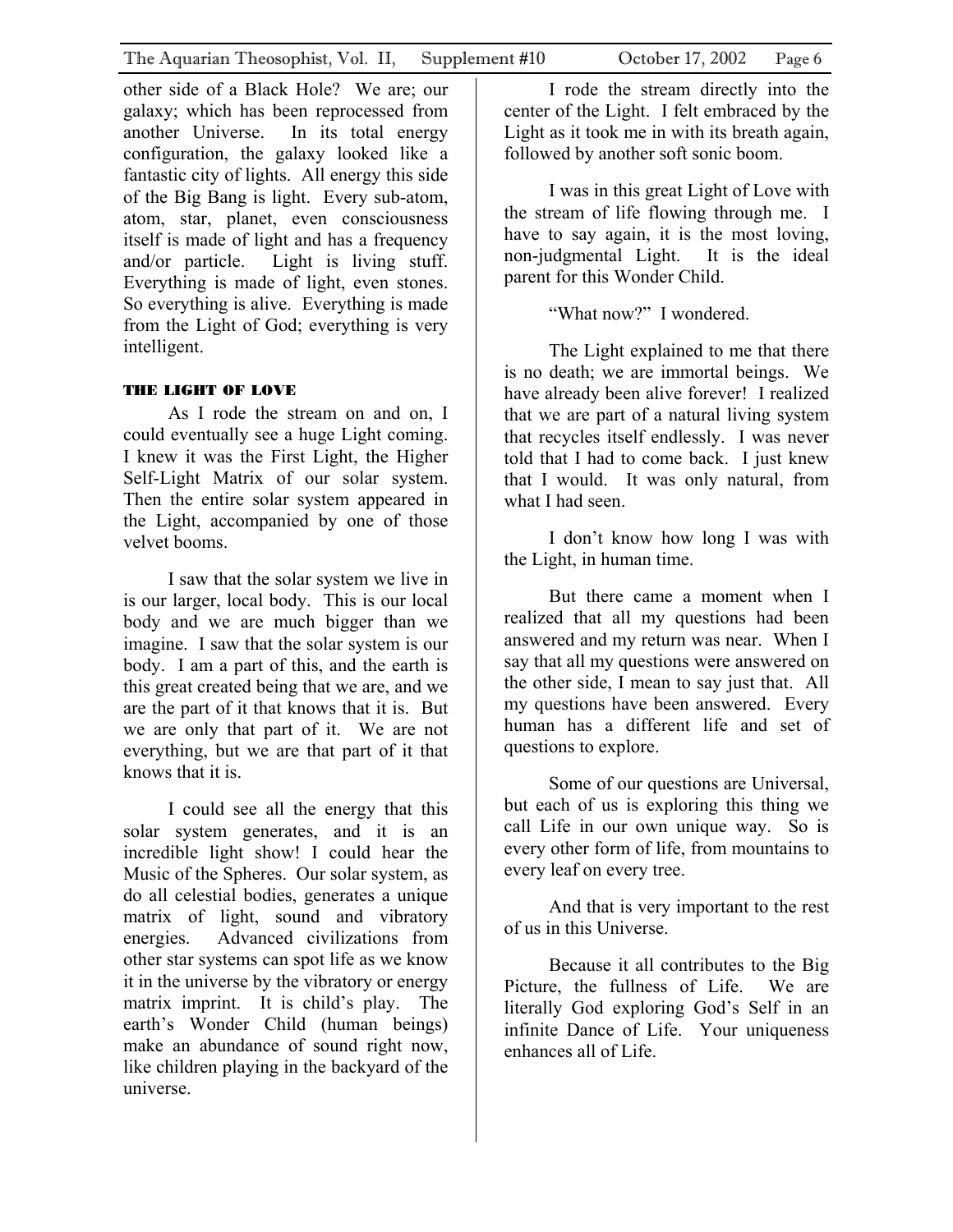other side of a Black Hole? We are; our galaxy; which has been reprocessed from another Universe. In its total energy configuration, the galaxy looked like a fantastic city of lights. All energy this side of the Big Bang is light. Every sub-atom, atom, star, planet, even consciousness itself is made of light and has a frequency and/or particle. Light is living stuff. Everything is made of light, even stones. So everything is alive. Everything is made from the Light of God; everything is very intelligent.

#### THE LIGHT OF LOVE

As I rode the stream on and on, I could eventually see a huge Light coming. I knew it was the First Light, the Higher Self-Light Matrix of our solar system. Then the entire solar system appeared in the Light, accompanied by one of those velvet booms.

I saw that the solar system we live in is our larger, local body. This is our local body and we are much bigger than we imagine. I saw that the solar system is our body. I am a part of this, and the earth is this great created being that we are, and we are the part of it that knows that it is. But we are only that part of it. We are not everything, but we are that part of it that knows that it is.

I could see all the energy that this solar system generates, and it is an incredible light show! I could hear the Music of the Spheres. Our solar system, as do all celestial bodies, generates a unique matrix of light, sound and vibratory energies. Advanced civilizations from other star systems can spot life as we know it in the universe by the vibratory or energy matrix imprint. It is child's play. The earth's Wonder Child (human beings) make an abundance of sound right now, like children playing in the backyard of the universe.

I rode the stream directly into the center of the Light. I felt embraced by the Light as it took me in with its breath again, followed by another soft sonic boom.

I was in this great Light of Love with the stream of life flowing through me. I have to say again, it is the most loving, non-judgmental Light. It is the ideal parent for this Wonder Child.

"What now?" I wondered.

The Light explained to me that there is no death; we are immortal beings. We have already been alive forever! I realized that we are part of a natural living system that recycles itself endlessly. I was never told that I had to come back. I just knew that I would. It was only natural, from what I had seen.

I don't know how long I was with the Light, in human time.

But there came a moment when I realized that all my questions had been answered and my return was near. When I say that all my questions were answered on the other side, I mean to say just that. All my questions have been answered. Every human has a different life and set of questions to explore.

Some of our questions are Universal, but each of us is exploring this thing we call Life in our own unique way. So is every other form of life, from mountains to every leaf on every tree.

And that is very important to the rest of us in this Universe.

Because it all contributes to the Big Picture, the fullness of Life. We are literally God exploring God's Self in an infinite Dance of Life. Your uniqueness enhances all of Life.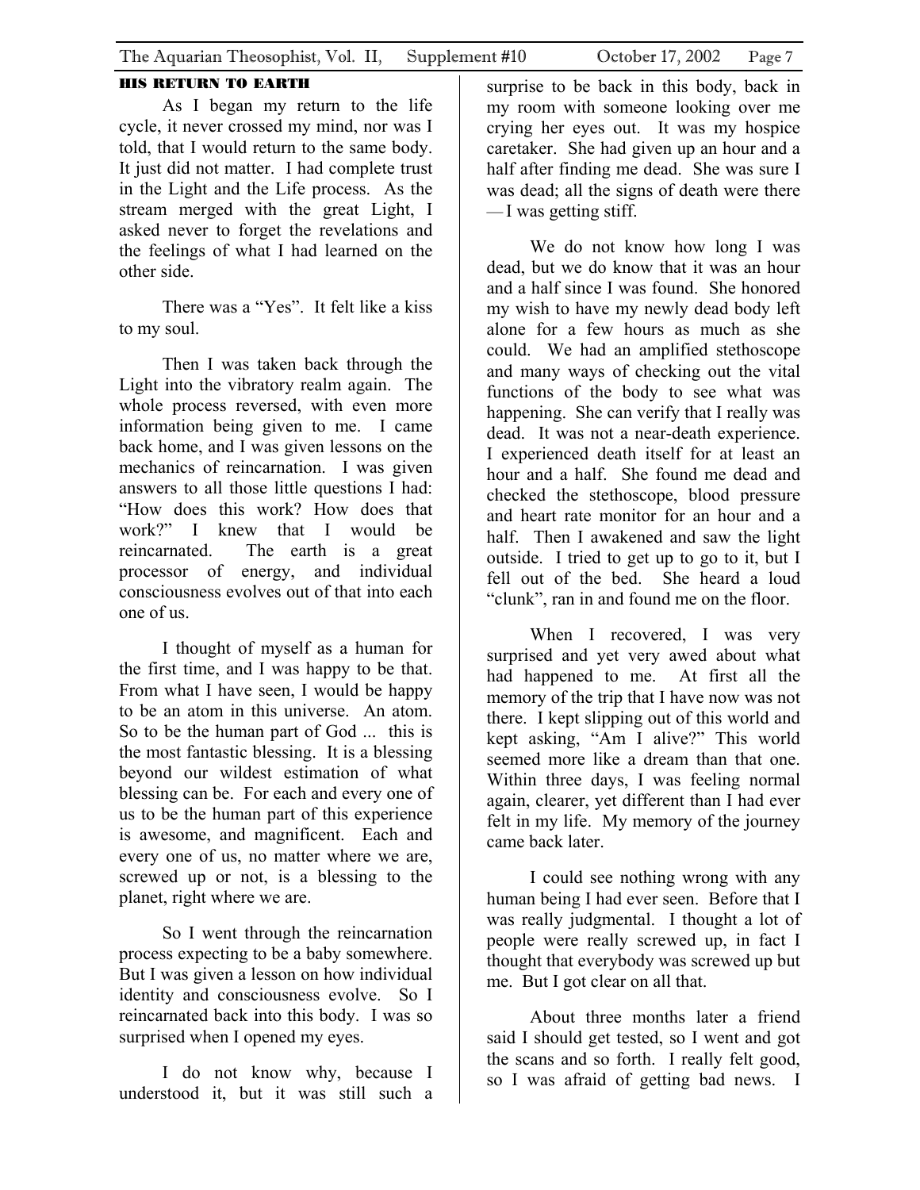## HIS RETURN TO EARTH

As I began my return to the life cycle, it never crossed my mind, nor was I told, that I would return to the same body. It just did not matter. I had complete trust in the Light and the Life process. As the stream merged with the great Light, I asked never to forget the revelations and the feelings of what I had learned on the other side.

There was a "Yes". It felt like a kiss to my soul.

Then I was taken back through the Light into the vibratory realm again. The whole process reversed, with even more information being given to me. I came back home, and I was given lessons on the mechanics of reincarnation. I was given answers to all those little questions I had: "How does this work? How does that work?" I knew that I would be reincarnated. The earth is a great processor of energy, and individual consciousness evolves out of that into each one of us.

I thought of myself as a human for the first time, and I was happy to be that. From what I have seen, I would be happy to be an atom in this universe. An atom. So to be the human part of God ... this is the most fantastic blessing. It is a blessing beyond our wildest estimation of what blessing can be. For each and every one of us to be the human part of this experience is awesome, and magnificent. Each and every one of us, no matter where we are, screwed up or not, is a blessing to the planet, right where we are.

So I went through the reincarnation process expecting to be a baby somewhere. But I was given a lesson on how individual identity and consciousness evolve. So I reincarnated back into this body. I was so surprised when I opened my eyes.

I do not know why, because I understood it, but it was still such a surprise to be back in this body, back in my room with someone looking over me crying her eyes out. It was my hospice caretaker. She had given up an hour and a half after finding me dead. She was sure I was dead; all the signs of death were there — I was getting stiff.

We do not know how long I was dead, but we do know that it was an hour and a half since I was found. She honored my wish to have my newly dead body left alone for a few hours as much as she could. We had an amplified stethoscope and many ways of checking out the vital functions of the body to see what was happening. She can verify that I really was dead. It was not a near-death experience. I experienced death itself for at least an hour and a half. She found me dead and checked the stethoscope, blood pressure and heart rate monitor for an hour and a half. Then I awakened and saw the light outside. I tried to get up to go to it, but I fell out of the bed. She heard a loud "clunk", ran in and found me on the floor.

When I recovered, I was very surprised and yet very awed about what had happened to me. At first all the memory of the trip that I have now was not there. I kept slipping out of this world and kept asking, "Am I alive?" This world seemed more like a dream than that one. Within three days, I was feeling normal again, clearer, yet different than I had ever felt in my life. My memory of the journey came back later.

I could see nothing wrong with any human being I had ever seen. Before that I was really judgmental. I thought a lot of people were really screwed up, in fact I thought that everybody was screwed up but me. But I got clear on all that.

About three months later a friend said I should get tested, so I went and got the scans and so forth. I really felt good, so I was afraid of getting bad news. I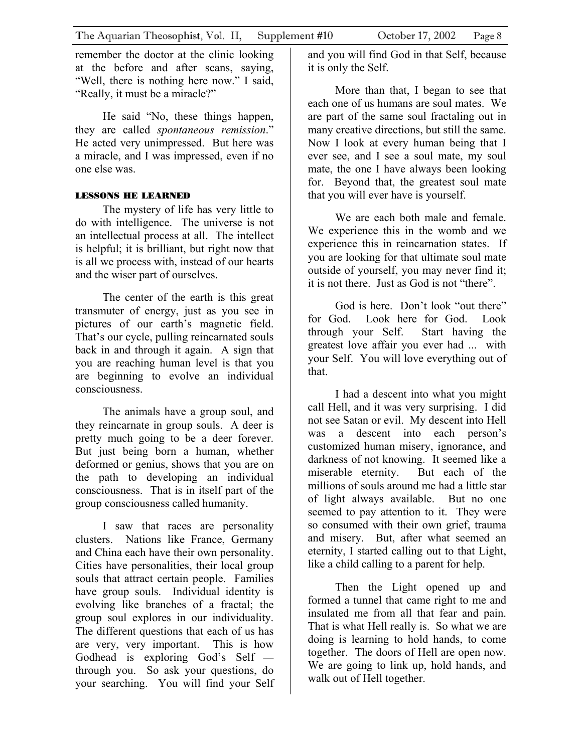remember the doctor at the clinic looking at the before and after scans, saying, "Well, there is nothing here now." I said, "Really, it must be a miracle?"

He said "No, these things happen, they are called *spontaneous remission*." He acted very unimpressed. But here was a miracle, and I was impressed, even if no one else was.

#### LESSONS HE LEARNED

The mystery of life has very little to do with intelligence. The universe is not an intellectual process at all. The intellect is helpful; it is brilliant, but right now that is all we process with, instead of our hearts and the wiser part of ourselves.

The center of the earth is this great transmuter of energy, just as you see in pictures of our earth's magnetic field. That's our cycle, pulling reincarnated souls back in and through it again. A sign that you are reaching human level is that you are beginning to evolve an individual consciousness.

The animals have a group soul, and they reincarnate in group souls. A deer is pretty much going to be a deer forever. But just being born a human, whether deformed or genius, shows that you are on the path to developing an individual consciousness. That is in itself part of the group consciousness called humanity.

I saw that races are personality clusters. Nations like France, Germany and China each have their own personality. Cities have personalities, their local group souls that attract certain people. Families have group souls. Individual identity is evolving like branches of a fractal; the group soul explores in our individuality. The different questions that each of us has are very, very important. This is how Godhead is exploring God's Self — through you. So ask your questions, do your searching. You will find your Self and you will find God in that Self, because it is only the Self.

More than that, I began to see that each one of us humans are soul mates. We are part of the same soul fractaling out in many creative directions, but still the same. Now I look at every human being that I ever see, and I see a soul mate, my soul mate, the one I have always been looking for. Beyond that, the greatest soul mate that you will ever have is yourself.

We are each both male and female. We experience this in the womb and we experience this in reincarnation states. If you are looking for that ultimate soul mate outside of yourself, you may never find it; it is not there. Just as God is not "there".

God is here. Don't look "out there" for God. Look here for God. Look through your Self. Start having the greatest love affair you ever had ... with your Self. You will love everything out of that.

I had a descent into what you might call Hell, and it was very surprising. I did not see Satan or evil. My descent into Hell was a descent into each person's customized human misery, ignorance, and darkness of not knowing. It seemed like a miserable eternity. But each of the millions of souls around me had a little star of light always available. But no one seemed to pay attention to it. They were so consumed with their own grief, trauma and misery. But, after what seemed an eternity, I started calling out to that Light, like a child calling to a parent for help.

Then the Light opened up and formed a tunnel that came right to me and insulated me from all that fear and pain. That is what Hell really is. So what we are doing is learning to hold hands, to come together. The doors of Hell are open now. We are going to link up, hold hands, and walk out of Hell together.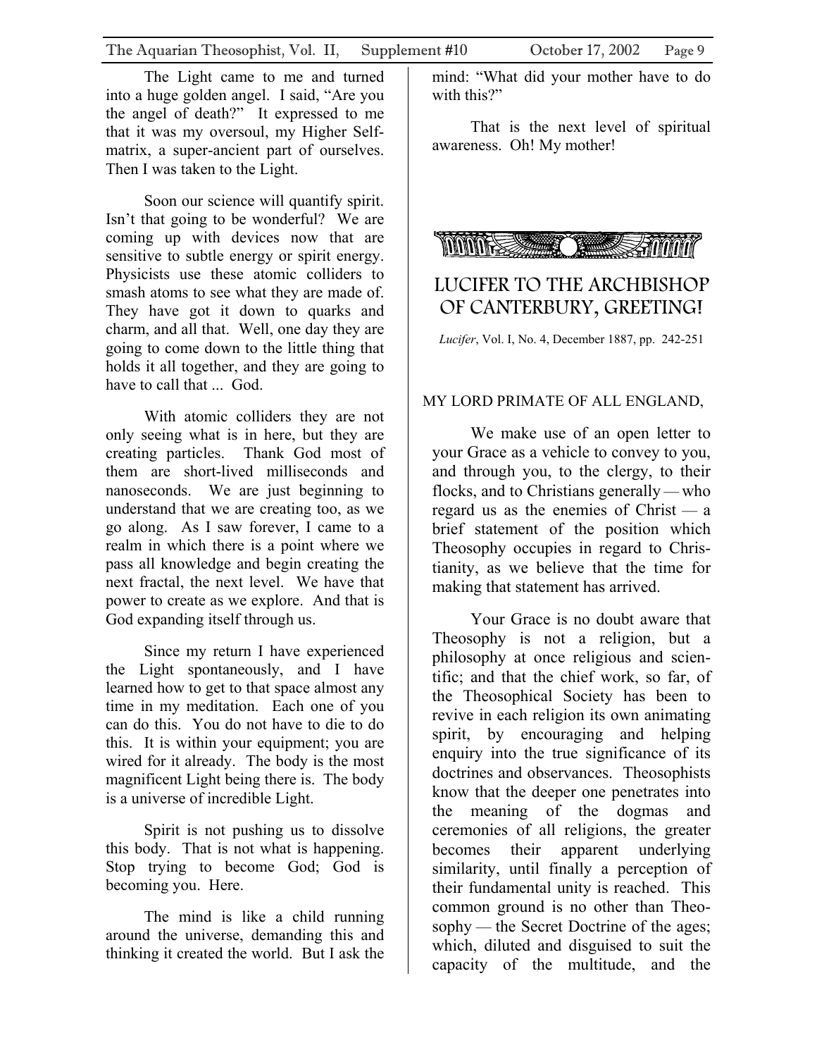The Light came to me and turned into a huge golden angel. I said, "Are you the angel of death?" It expressed to me that it was my oversoul, my Higher Self-matrix, a super-ancient part of ourselves. Then I was taken to the Light.

Soon our science will quantify spirit. Isn't that going to be wonderful? We are coming up with devices now that are sensitive to subtle energy or spirit energy. Physicists use these atomic colliders to smash atoms to see what they are made of. They have got it down to quarks and charm, and all that. Well, one day they are going to come down to the little thing that holds it all together, and they are going to have to call that ... God.

With atomic colliders they are not only seeing what is in here, but they are creating particles. Thank God most of them are short-lived milliseconds and nanoseconds. We are just beginning to understand that we are creating too, as we go along. As I saw forever, I came to a realm in which there is a point where we pass all knowledge and begin creating the next fractal, the next level. We have that power to create as we explore. And that is God expanding itself through us.

Since my return I have experienced the Light spontaneously, and I have learned how to get to that space almost any time in my meditation. Each one of you can do this. You do not have to die to do this. It is within your equipment; you are wired for it already. The body is the most magnificent Light being there is. The body is a universe of incredible Light.

Spirit is not pushing us to dissolve this body. That is not what is happening. Stop trying to become God; God is becoming you. Here.

The mind is like a child running around the universe, demanding this and thinking it created the world. But I ask the mind: "What did your mother have to do with this?"

That is the next level of spiritual awareness. Oh! My mother!

## LUCIFER TO THE ARCHBISHOP OF CANTERBURY, GREETING!

*Lucifer*, Vol. I, No. 4, December 1887, pp. 242-251

MY LORD PRIMATE OF ALL ENGLAND,

We make use of an open letter to your Grace as a vehicle to convey to you, and through you, to the clergy, to their flocks, and to Christians generally — who regard us as the enemies of Christ — a brief statement of the position which Theosophy occupies in regard to Christianity, as we believe that the time for making that statement has arrived.

Your Grace is no doubt aware that Theosophy is not a religion, but a philosophy at once religious and scientific; and that the chief work, so far, of the Theosophical Society has been to revive in each religion its own animating spirit, by encouraging and helping enquiry into the true significance of its doctrines and observances. Theosophists know that the deeper one penetrates into the meaning of the dogmas and ceremonies of all religions, the greater becomes their apparent underlying similarity, until finally a perception of their fundamental unity is reached. This common ground is no other than Theosophy — the Secret Doctrine of the ages; which, diluted and disguised to suit the capacity of the multitude, and the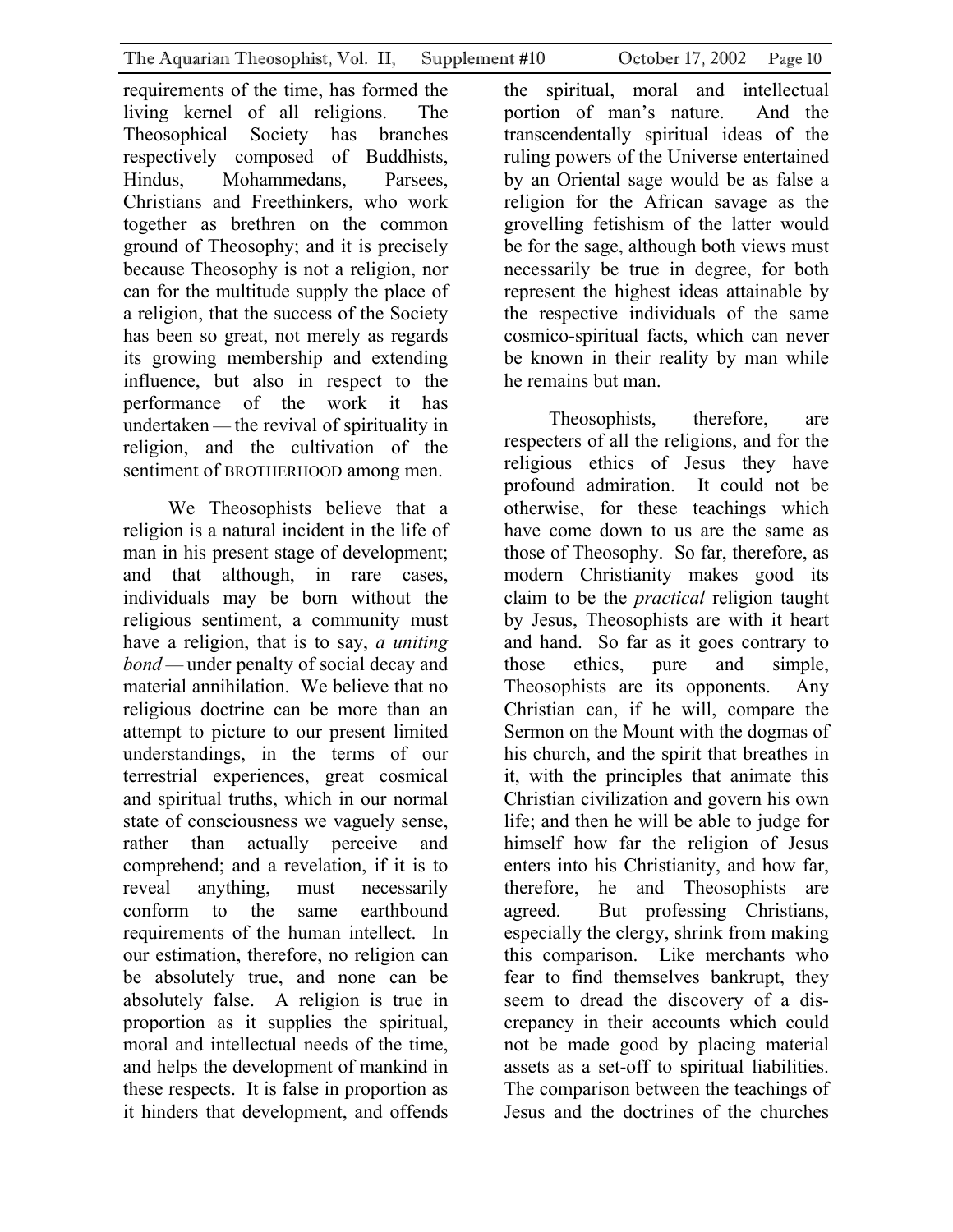requirements of the time, has formed the living kernel of all religions. The Theosophical Society has branches respectively composed of Buddhists, Hindus, Mohammedans, Parsees, Christians and Freethinkers, who work together as brethren on the common ground of Theosophy; and it is precisely because Theosophy is not a religion, nor can for the multitude supply the place of a religion, that the success of the Society has been so great, not merely as regards its growing membership and extending influence, but also in respect to the performance of the work it has undertaken — the revival of spirituality in religion, and the cultivation of the sentiment of BROTHERHOOD among men.

We Theosophists believe that a religion is a natural incident in the life of man in his present stage of development; and that although, in rare cases, individuals may be born without the religious sentiment, a community must have a religion, that is to say, *a uniting bond* — under penalty of social decay and material annihilation. We believe that no religious doctrine can be more than an attempt to picture to our present limited understandings, in the terms of our terrestrial experiences, great cosmical and spiritual truths, which in our normal state of consciousness we vaguely sense, rather than actually perceive and comprehend; and a revelation, if it is to reveal anything, must necessarily conform to the same earthbound requirements of the human intellect. In our estimation, therefore, no religion can be absolutely true, and none can be absolutely false. A religion is true in proportion as it supplies the spiritual, moral and intellectual needs of the time, and helps the development of mankind in these respects. It is false in proportion as it hinders that development, and offends the spiritual, moral and intellectual portion of man's nature. And the transcendentally spiritual ideas of the ruling powers of the Universe entertained by an Oriental sage would be as false a religion for the African savage as the grovelling fetishism of the latter would be for the sage, although both views must necessarily be true in degree, for both represent the highest ideas attainable by the respective individuals of the same cosmico-spiritual facts, which can never be known in their reality by man while he remains but man.

Theosophists, therefore, are respecters of all the religions, and for the religious ethics of Jesus they have profound admiration. It could not be otherwise, for these teachings which have come down to us are the same as those of Theosophy. So far, therefore, as modern Christianity makes good its claim to be the *practical* religion taught by Jesus, Theosophists are with it heart and hand. So far as it goes contrary to those ethics, pure and simple, Theosophists are its opponents. Any Christian can, if he will, compare the Sermon on the Mount with the dogmas of his church, and the spirit that breathes in it, with the principles that animate this Christian civilization and govern his own life; and then he will be able to judge for himself how far the religion of Jesus enters into his Christianity, and how far, therefore, he and Theosophists are agreed. But professing Christians, especially the clergy, shrink from making this comparison. Like merchants who fear to find themselves bankrupt, they seem to dread the discovery of a discrepancy in their accounts which could not be made good by placing material assets as a set-off to spiritual liabilities. The comparison between the teachings of Jesus and the doctrines of the churches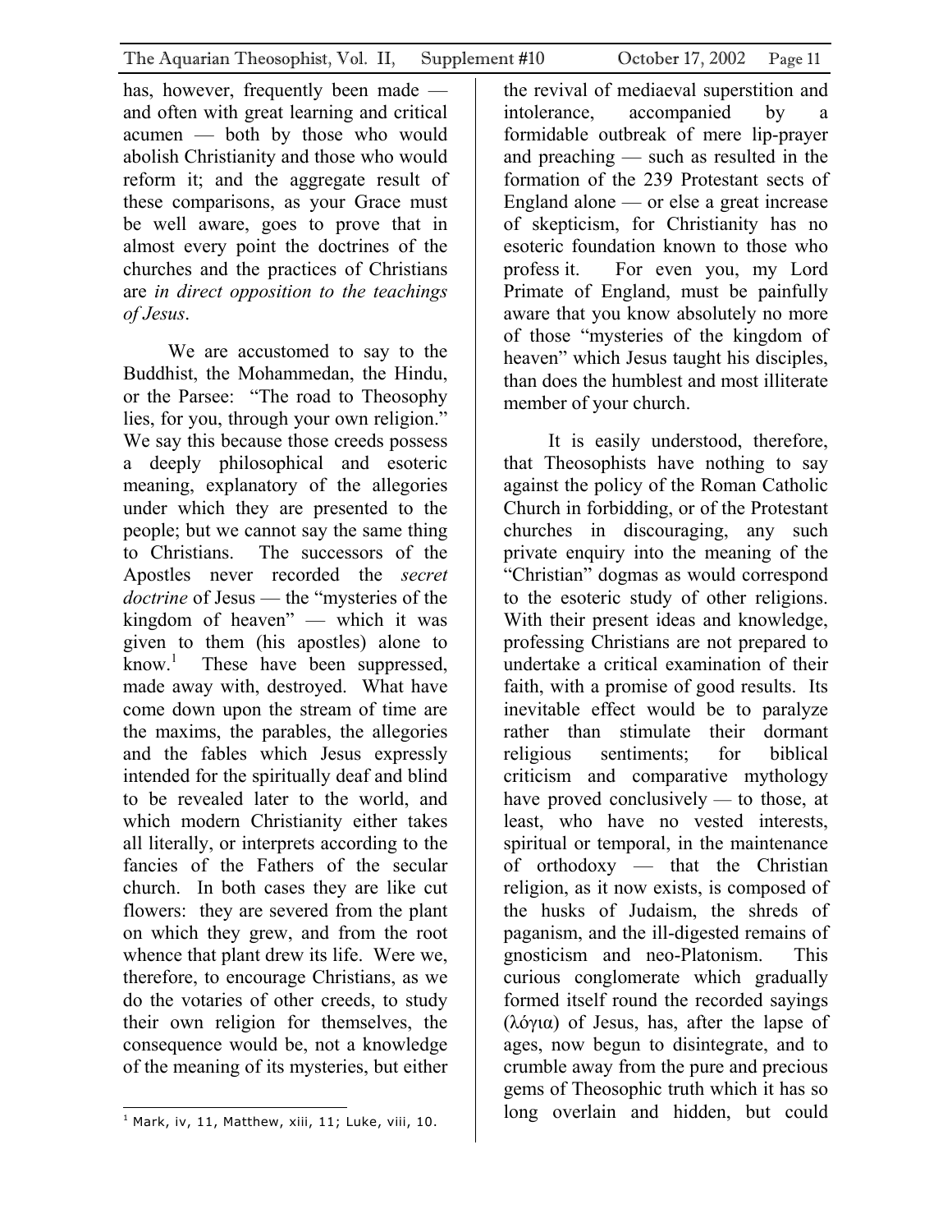has, however, frequently been made — and often with great learning and critical acumen — both by those who would abolish Christianity and those who would reform it; and the aggregate result of these comparisons, as your Grace must be well aware, goes to prove that in almost every point the doctrines of the churches and the practices of Christians are *in direct opposition to the teachings of Jesus*.

We are accustomed to say to the Buddhist, the Mohammedan, the Hindu, or the Parsee: "The road to Theosophy lies, for you, through your own religion." We say this because those creeds possess a deeply philosophical and esoteric meaning, explanatory of the allegories under which they are presented to the people; but we cannot say the same thing to Christians. The successors of the Apostles never recorded the *secret doctrine* of Jesus — the "mysteries of the kingdom of heaven" — which it was given to them (his apostles) alone to know.[1] These have been suppressed, made away with, destroyed. What have come down upon the stream of time are the maxims, the parables, the allegories and the fables which Jesus expressly intended for the spiritually deaf and blind to be revealed later to the world, and which modern Christianity either takes all literally, or interprets according to the fancies of the Fathers of the secular church. In both cases they are like cut flowers: they are severed from the plant on which they grew, and from the root whence that plant drew its life. Were we, therefore, to encourage Christians, as we do the votaries of other creeds, to study their own religion for themselves, the consequence would be, not a knowledge of the meaning of its mysteries, but either the revival of mediaeval superstition and intolerance, accompanied by a formidable outbreak of mere lip-prayer and preaching — such as resulted in the formation of the 239 Protestant sects of England alone — or else a great increase of skepticism, for Christianity has no esoteric foundation known to those who profess it. For even you, my Lord Primate of England, must be painfully aware that you know absolutely no more of those "mysteries of the kingdom of heaven" which Jesus taught his disciples, than does the humblest and most illiterate member of your church.

It is easily understood, therefore, that Theosophists have nothing to say against the policy of the Roman Catholic Church in forbidding, or of the Protestant churches in discouraging, any such private enquiry into the meaning of the "Christian" dogmas as would correspond to the esoteric study of other religions. With their present ideas and knowledge, professing Christians are not prepared to undertake a critical examination of their faith, with a promise of good results. Its inevitable effect would be to paralyze rather than stimulate their dormant religious sentiments; for biblical criticism and comparative mythology have proved conclusively — to those, at least, who have no vested interests, spiritual or temporal, in the maintenance of orthodoxy — that the Christian religion, as it now exists, is composed of the husks of Judaism, the shreds of paganism, and the ill-digested remains of gnosticism and neo-Platonism. This curious conglomerate which gradually formed itself round the recorded sayings (λόγια) of Jesus, has, after the lapse of ages, now begun to disintegrate, and to crumble away from the pure and precious gems of Theosophic truth which it has so long overlain and hidden, but could

---

[1] Mark, iv, 11, Matthew, xiii, 11; Luke, viii, 10.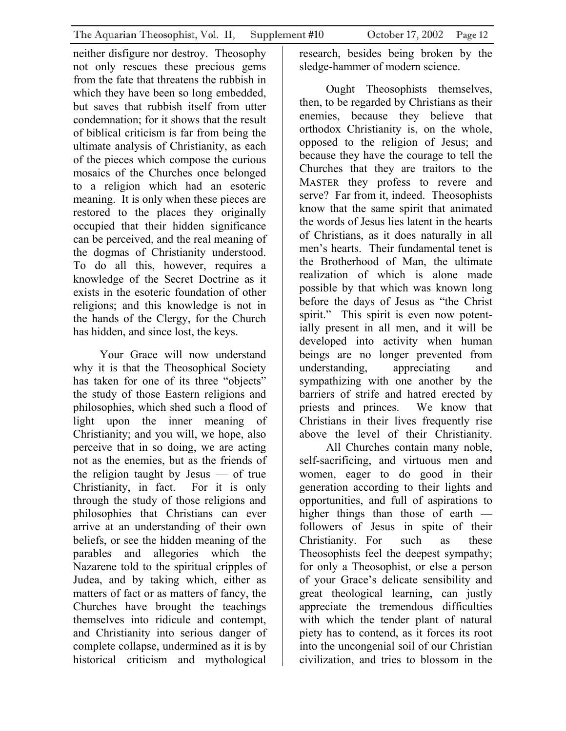neither disfigure nor destroy. Theosophy not only rescues these precious gems from the fate that threatens the rubbish in which they have been so long embedded, but saves that rubbish itself from utter condemnation; for it shows that the result of biblical criticism is far from being the ultimate analysis of Christianity, as each of the pieces which compose the curious mosaics of the Churches once belonged to a religion which had an esoteric meaning. It is only when these pieces are restored to the places they originally occupied that their hidden significance can be perceived, and the real meaning of the dogmas of Christianity understood. To do all this, however, requires a knowledge of the Secret Doctrine as it exists in the esoteric foundation of other religions; and this knowledge is not in the hands of the Clergy, for the Church has hidden, and since lost, the keys.

Your Grace will now understand why it is that the Theosophical Society has taken for one of its three "objects" the study of those Eastern religions and philosophies, which shed such a flood of light upon the inner meaning of Christianity; and you will, we hope, also perceive that in so doing, we are acting not as the enemies, but as the friends of the religion taught by Jesus — of true Christianity, in fact. For it is only through the study of those religions and philosophies that Christians can ever arrive at an understanding of their own beliefs, or see the hidden meaning of the parables and allegories which the Nazarene told to the spiritual cripples of Judea, and by taking which, either as matters of fact or as matters of fancy, the Churches have brought the teachings themselves into ridicule and contempt, and Christianity into serious danger of complete collapse, undermined as it is by historical criticism and mythological research, besides being broken by the sledge-hammer of modern science.

Ought Theosophists themselves, then, to be regarded by Christians as their enemies, because they believe that orthodox Christianity is, on the whole, opposed to the religion of Jesus; and because they have the courage to tell the Churches that they are traitors to the MASTER they profess to revere and serve? Far from it, indeed. Theosophists know that the same spirit that animated the words of Jesus lies latent in the hearts of Christians, as it does naturally in all men's hearts. Their fundamental tenet is the Brotherhood of Man, the ultimate realization of which is alone made possible by that which was known long before the days of Jesus as "the Christ spirit." This spirit is even now potentially present in all men, and it will be developed into activity when human beings are no longer prevented from understanding, appreciating and sympathizing with one another by the barriers of strife and hatred erected by priests and princes. We know that Christians in their lives frequently rise above the level of their Christianity.

All Churches contain many noble, self-sacrificing, and virtuous men and women, eager to do good in their generation according to their lights and opportunities, and full of aspirations to higher things than those of earth — followers of Jesus in spite of their Christianity. For such as these Theosophists feel the deepest sympathy; for only a Theosophist, or else a person of your Grace's delicate sensibility and great theological learning, can justly appreciate the tremendous difficulties with which the tender plant of natural piety has to contend, as it forces its root into the uncongenial soil of our Christian civilization, and tries to blossom in the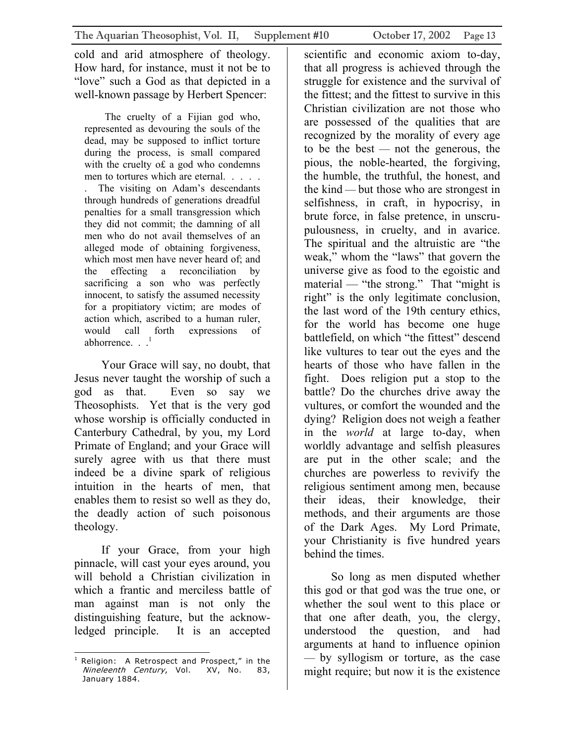cold and arid atmosphere of theology. How hard, for instance, must it not be to "love" such a God as that depicted in a well-known passage by Herbert Spencer:

> The cruelty of a Fijian god who, represented as devouring the souls of the dead, may be supposed to inflict torture during the process, is small compared with the cruelty o£ a god who condemns men to tortures which are eternal. . . . . . The visiting on Adam's descendants through hundreds of generations dreadful penalties for a small transgression which they did not commit; the damning of all men who do not avail themselves of an alleged mode of obtaining forgiveness, which most men have never heard of; and the effecting a reconciliation by sacrificing a son who was perfectly innocent, to satisfy the assumed necessity for a propitiatory victim; are modes of action which, ascribed to a human ruler, would call forth expressions of abhorrence. . .[1]

Your Grace will say, no doubt, that Jesus never taught the worship of such a god as that. Even so say we Theosophists. Yet that is the very god whose worship is officially conducted in Canterbury Cathedral, by you, my Lord Primate of England; and your Grace will surely agree with us that there must indeed be a divine spark of religious intuition in the hearts of men, that enables them to resist so well as they do, the deadly action of such poisonous theology.

If your Grace, from your high pinnacle, will cast your eyes around, you will behold a Christian civilization in which a frantic and merciless battle of man against man is not only the distinguishing feature, but the acknowledged principle. It is an accepted scientific and economic axiom to-day, that all progress is achieved through the struggle for existence and the survival of the fittest; and the fittest to survive in this Christian civilization are not those who are possessed of the qualities that are recognized by the morality of every age to be the best — not the generous, the pious, the noble-hearted, the forgiving, the humble, the truthful, the honest, and the kind — but those who are strongest in selfishness, in craft, in hypocrisy, in brute force, in false pretence, in unscrupulousness, in cruelty, and in avarice. The spiritual and the altruistic are "the weak," whom the "laws" that govern the universe give as food to the egoistic and material — "the strong." That "might is right" is the only legitimate conclusion, the last word of the 19th century ethics, for the world has become one huge battlefield, on which "the fittest" descend like vultures to tear out the eyes and the hearts of those who have fallen in the fight. Does religion put a stop to the battle? Do the churches drive away the vultures, or comfort the wounded and the dying? Religion does not weigh a feather in the *world* at large to-day, when worldly advantage and selfish pleasures are put in the other scale; and the churches are powerless to revivify the religious sentiment among men, because their ideas, their knowledge, their methods, and their arguments are those of the Dark Ages. My Lord Primate, your Christianity is five hundred years behind the times.

So long as men disputed whether this god or that god was the true one, or whether the soul went to this place or that one after death, you, the clergy, understood the question, and had arguments at hand to influence opinion — by syllogism or torture, as the case might require; but now it is the existence

---

[1] Religion: A Retrospect and Prospect," in the *Nineleenth Century*, Vol. XV, No. 83, January 1884.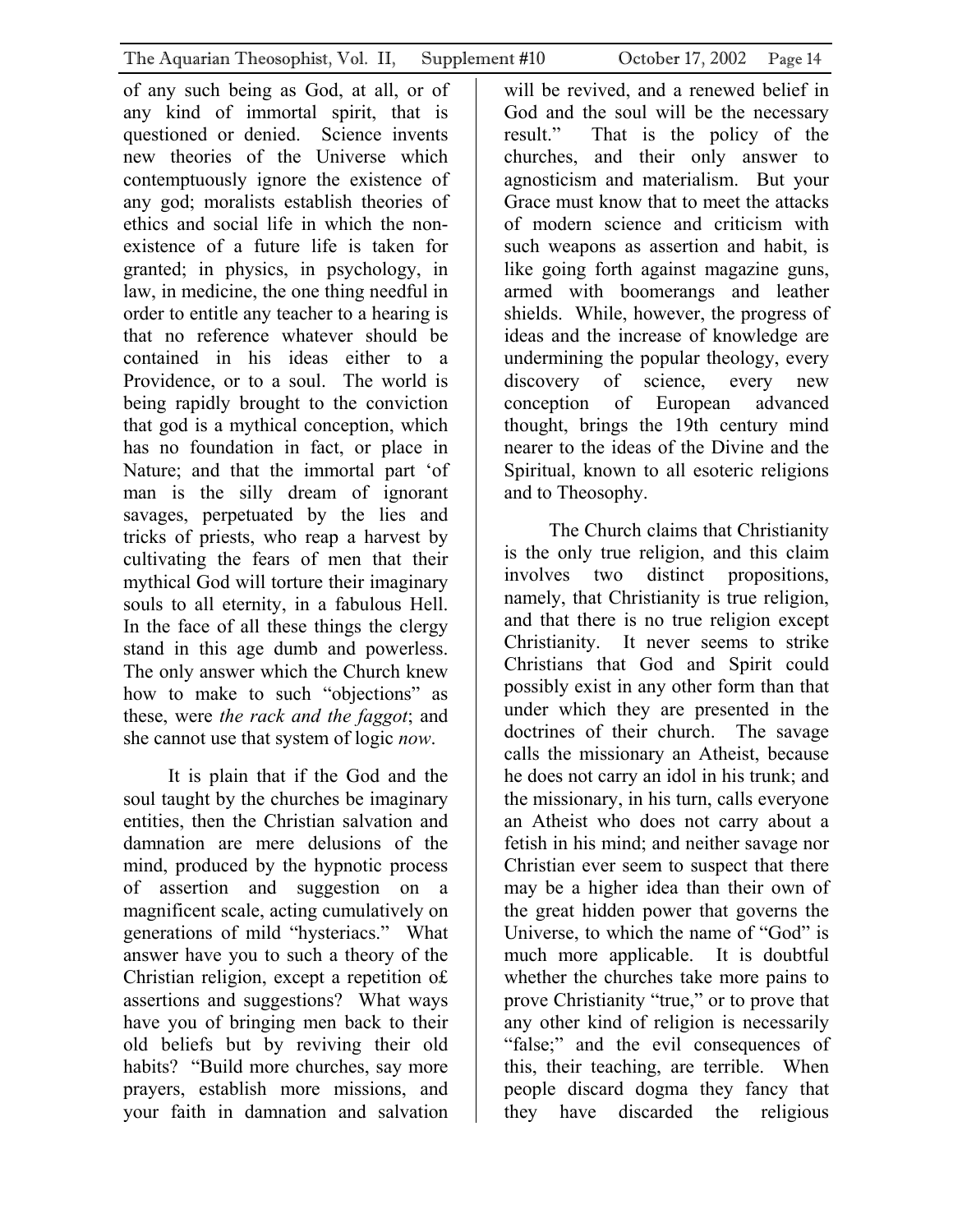of any such being as God, at all, or of any kind of immortal spirit, that is questioned or denied. Science invents new theories of the Universe which contemptuously ignore the existence of any god; moralists establish theories of ethics and social life in which the non-existence of a future life is taken for granted; in physics, in psychology, in law, in medicine, the one thing needful in order to entitle any teacher to a hearing is that no reference whatever should be contained in his ideas either to a Providence, or to a soul. The world is being rapidly brought to the conviction that god is a mythical conception, which has no foundation in fact, or place in Nature; and that the immortal part 'of man is the silly dream of ignorant savages, perpetuated by the lies and tricks of priests, who reap a harvest by cultivating the fears of men that their mythical God will torture their imaginary souls to all eternity, in a fabulous Hell. In the face of all these things the clergy stand in this age dumb and powerless. The only answer which the Church knew how to make to such "objections" as these, were *the rack and the faggot*; and she cannot use that system of logic *now*.

It is plain that if the God and the soul taught by the churches be imaginary entities, then the Christian salvation and damnation are mere delusions of the mind, produced by the hypnotic process of assertion and suggestion on a magnificent scale, acting cumulatively on generations of mild "hysteriacs." What answer have you to such a theory of the Christian religion, except a repetition o£ assertions and suggestions? What ways have you of bringing men back to their old beliefs but by reviving their old habits? "Build more churches, say more prayers, establish more missions, and your faith in damnation and salvation will be revived, and a renewed belief in God and the soul will be the necessary result." That is the policy of the churches, and their only answer to agnosticism and materialism. But your Grace must know that to meet the attacks of modern science and criticism with such weapons as assertion and habit, is like going forth against magazine guns, armed with boomerangs and leather shields. While, however, the progress of ideas and the increase of knowledge are undermining the popular theology, every discovery of science, every new conception of European advanced thought, brings the 19th century mind nearer to the ideas of the Divine and the Spiritual, known to all esoteric religions and to Theosophy.

The Church claims that Christianity is the only true religion, and this claim involves two distinct propositions, namely, that Christianity is true religion, and that there is no true religion except Christianity. It never seems to strike Christians that God and Spirit could possibly exist in any other form than that under which they are presented in the doctrines of their church. The savage calls the missionary an Atheist, because he does not carry an idol in his trunk; and the missionary, in his turn, calls everyone an Atheist who does not carry about a fetish in his mind; and neither savage nor Christian ever seem to suspect that there may be a higher idea than their own of the great hidden power that governs the Universe, to which the name of "God" is much more applicable. It is doubtful whether the churches take more pains to prove Christianity "true," or to prove that any other kind of religion is necessarily "false;" and the evil consequences of this, their teaching, are terrible. When people discard dogma they fancy that they have discarded the religious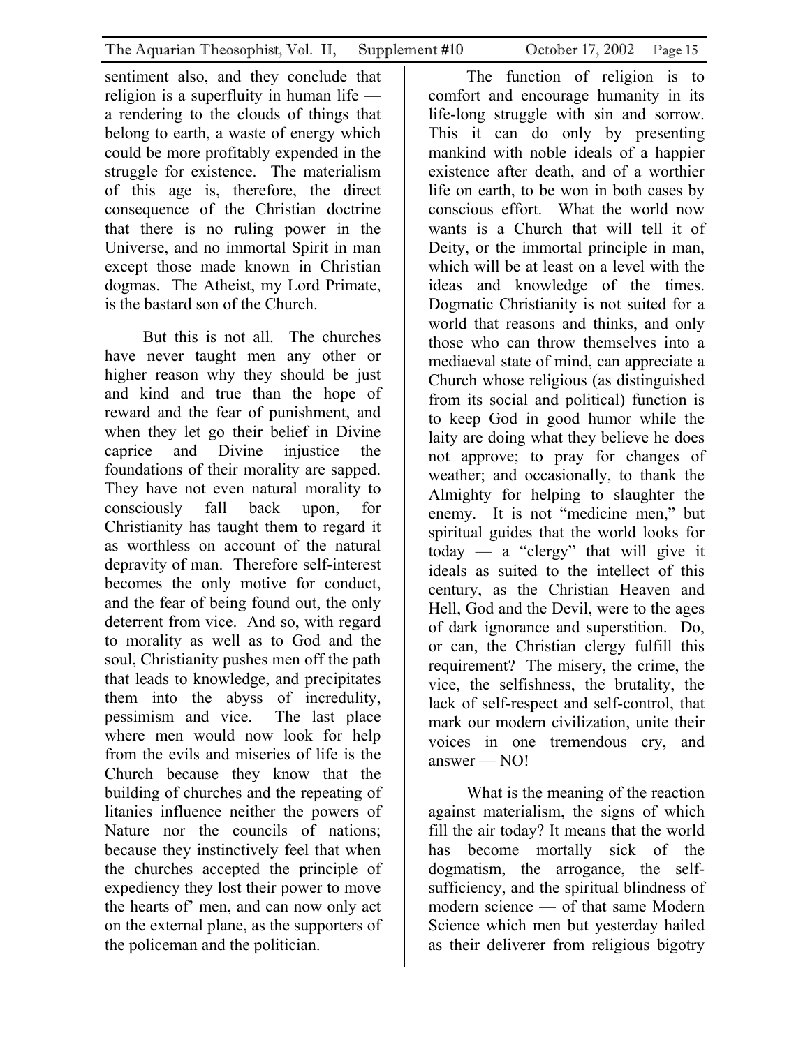sentiment also, and they conclude that religion is a superfluity in human life — a rendering to the clouds of things that belong to earth, a waste of energy which could be more profitably expended in the struggle for existence. The materialism of this age is, therefore, the direct consequence of the Christian doctrine that there is no ruling power in the Universe, and no immortal Spirit in man except those made known in Christian dogmas. The Atheist, my Lord Primate, is the bastard son of the Church.

But this is not all. The churches have never taught men any other or higher reason why they should be just and kind and true than the hope of reward and the fear of punishment, and when they let go their belief in Divine caprice and Divine injustice the foundations of their morality are sapped. They have not even natural morality to consciously fall back upon, for Christianity has taught them to regard it as worthless on account of the natural depravity of man. Therefore self-interest becomes the only motive for conduct, and the fear of being found out, the only deterrent from vice. And so, with regard to morality as well as to God and the soul, Christianity pushes men off the path that leads to knowledge, and precipitates them into the abyss of incredulity, pessimism and vice. The last place where men would now look for help from the evils and miseries of life is the Church because they know that the building of churches and the repeating of litanies influence neither the powers of Nature nor the councils of nations; because they instinctively feel that when the churches accepted the principle of expediency they lost their power to move the hearts of' men, and can now only act on the external plane, as the supporters of the policeman and the politician.

The function of religion is to comfort and encourage humanity in its life-long struggle with sin and sorrow. This it can do only by presenting mankind with noble ideals of a happier existence after death, and of a worthier life on earth, to be won in both cases by conscious effort. What the world now wants is a Church that will tell it of Deity, or the immortal principle in man, which will be at least on a level with the ideas and knowledge of the times. Dogmatic Christianity is not suited for a world that reasons and thinks, and only those who can throw themselves into a mediaeval state of mind, can appreciate a Church whose religious (as distinguished from its social and political) function is to keep God in good humor while the laity are doing what they believe he does not approve; to pray for changes of weather; and occasionally, to thank the Almighty for helping to slaughter the enemy. It is not "medicine men," but spiritual guides that the world looks for today — a "clergy" that will give it ideals as suited to the intellect of this century, as the Christian Heaven and Hell, God and the Devil, were to the ages of dark ignorance and superstition. Do, or can, the Christian clergy fulfill this requirement? The misery, the crime, the vice, the selfishness, the brutality, the lack of self-respect and self-control, that mark our modern civilization, unite their voices in one tremendous cry, and answer — NO!

What is the meaning of the reaction against materialism, the signs of which fill the air today? It means that the world has become mortally sick of the dogmatism, the arrogance, the self-sufficiency, and the spiritual blindness of modern science — of that same Modern Science which men but yesterday hailed as their deliverer from religious bigotry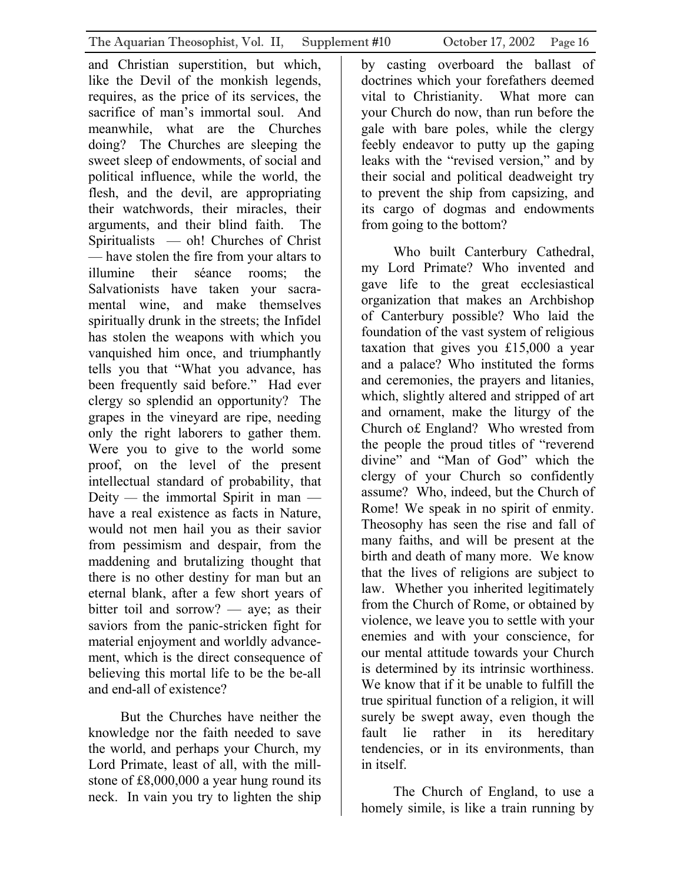and Christian superstition, but which, like the Devil of the monkish legends, requires, as the price of its services, the sacrifice of man's immortal soul. And meanwhile, what are the Churches doing? The Churches are sleeping the sweet sleep of endowments, of social and political influence, while the world, the flesh, and the devil, are appropriating their watchwords, their miracles, their arguments, and their blind faith. The Spiritualists — oh! Churches of Christ — have stolen the fire from your altars to illumine their séance rooms; the Salvationists have taken your sacramental wine, and make themselves spiritually drunk in the streets; the Infidel has stolen the weapons with which you vanquished him once, and triumphantly tells you that "What you advance, has been frequently said before." Had ever clergy so splendid an opportunity? The grapes in the vineyard are ripe, needing only the right laborers to gather them. Were you to give to the world some proof, on the level of the present intellectual standard of probability, that Deity — the immortal Spirit in man — have a real existence as facts in Nature, would not men hail you as their savior from pessimism and despair, from the maddening and brutalizing thought that there is no other destiny for man but an eternal blank, after a few short years of bitter toil and sorrow? — aye; as their saviors from the panic-stricken fight for material enjoyment and worldly advancement, which is the direct consequence of believing this mortal life to be the be-all and end-all of existence?

But the Churches have neither the knowledge nor the faith needed to save the world, and perhaps your Church, my Lord Primate, least of all, with the millstone of £8,000,000 a year hung round its neck. In vain you try to lighten the ship by casting overboard the ballast of doctrines which your forefathers deemed vital to Christianity. What more can your Church do now, than run before the gale with bare poles, while the clergy feebly endeavor to putty up the gaping leaks with the "revised version," and by their social and political deadweight try to prevent the ship from capsizing, and its cargo of dogmas and endowments from going to the bottom?

Who built Canterbury Cathedral, my Lord Primate? Who invented and gave life to the great ecclesiastical organization that makes an Archbishop of Canterbury possible? Who laid the foundation of the vast system of religious taxation that gives you £15,000 a year and a palace? Who instituted the forms and ceremonies, the prayers and litanies, which, slightly altered and stripped of art and ornament, make the liturgy of the Church o£ England? Who wrested from the people the proud titles of "reverend divine" and "Man of God" which the clergy of your Church so confidently assume? Who, indeed, but the Church of Rome! We speak in no spirit of enmity. Theosophy has seen the rise and fall of many faiths, and will be present at the birth and death of many more. We know that the lives of religions are subject to law. Whether you inherited legitimately from the Church of Rome, or obtained by violence, we leave you to settle with your enemies and with your conscience, for our mental attitude towards your Church is determined by its intrinsic worthiness. We know that if it be unable to fulfill the true spiritual function of a religion, it will surely be swept away, even though the fault lie rather in its hereditary tendencies, or in its environments, than in itself.

The Church of England, to use a homely simile, is like a train running by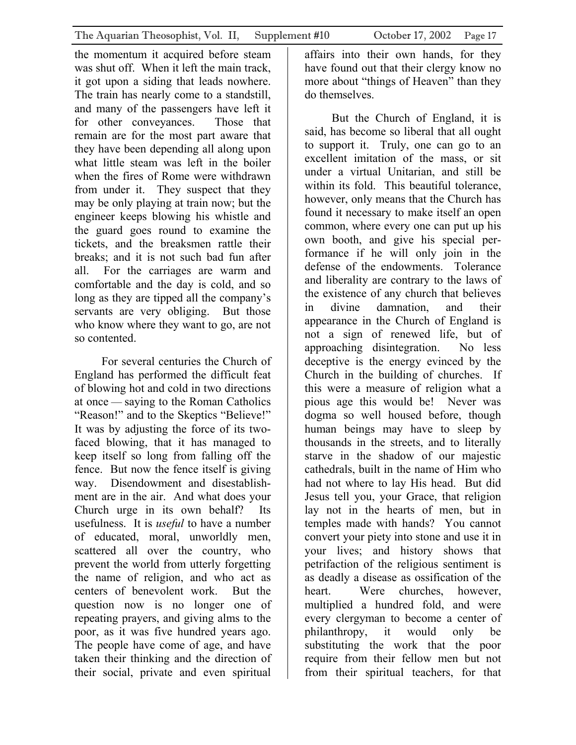the momentum it acquired before steam was shut off. When it left the main track, it got upon a siding that leads nowhere. The train has nearly come to a standstill, and many of the passengers have left it for other conveyances. Those that remain are for the most part aware that they have been depending all along upon what little steam was left in the boiler when the fires of Rome were withdrawn from under it. They suspect that they may be only playing at train now; but the engineer keeps blowing his whistle and the guard goes round to examine the tickets, and the breaksmen rattle their breaks; and it is not such bad fun after all. For the carriages are warm and comfortable and the day is cold, and so long as they are tipped all the company's servants are very obliging. But those who know where they want to go, are not so contented.

For several centuries the Church of England has performed the difficult feat of blowing hot and cold in two directions at once — saying to the Roman Catholics "Reason!" and to the Skeptics "Believe!" It was by adjusting the force of its two-faced blowing, that it has managed to keep itself so long from falling off the fence. But now the fence itself is giving way. Disendowment and disestablishment are in the air. And what does your Church urge in its own behalf? Its usefulness. It is *useful* to have a number of educated, moral, unworldly men, scattered all over the country, who prevent the world from utterly forgetting the name of religion, and who act as centers of benevolent work. But the question now is no longer one of repeating prayers, and giving alms to the poor, as it was five hundred years ago. The people have come of age, and have taken their thinking and the direction of their social, private and even spiritual affairs into their own hands, for they have found out that their clergy know no more about "things of Heaven" than they do themselves.

But the Church of England, it is said, has become so liberal that all ought to support it. Truly, one can go to an excellent imitation of the mass, or sit under a virtual Unitarian, and still be within its fold. This beautiful tolerance, however, only means that the Church has found it necessary to make itself an open common, where every one can put up his own booth, and give his special performance if he will only join in the defense of the endowments. Tolerance and liberality are contrary to the laws of the existence of any church that believes in divine damnation, and their appearance in the Church of England is not a sign of renewed life, but of approaching disintegration. No less deceptive is the energy evinced by the Church in the building of churches. If this were a measure of religion what a pious age this would be! Never was dogma so well housed before, though human beings may have to sleep by thousands in the streets, and to literally starve in the shadow of our majestic cathedrals, built in the name of Him who had not where to lay His head. But did Jesus tell you, your Grace, that religion lay not in the hearts of men, but in temples made with hands? You cannot convert your piety into stone and use it in your lives; and history shows that petrifaction of the religious sentiment is as deadly a disease as ossification of the heart. Were churches, however, multiplied a hundred fold, and were every clergyman to become a center of philanthropy, it would only be substituting the work that the poor require from their fellow men but not from their spiritual teachers, for that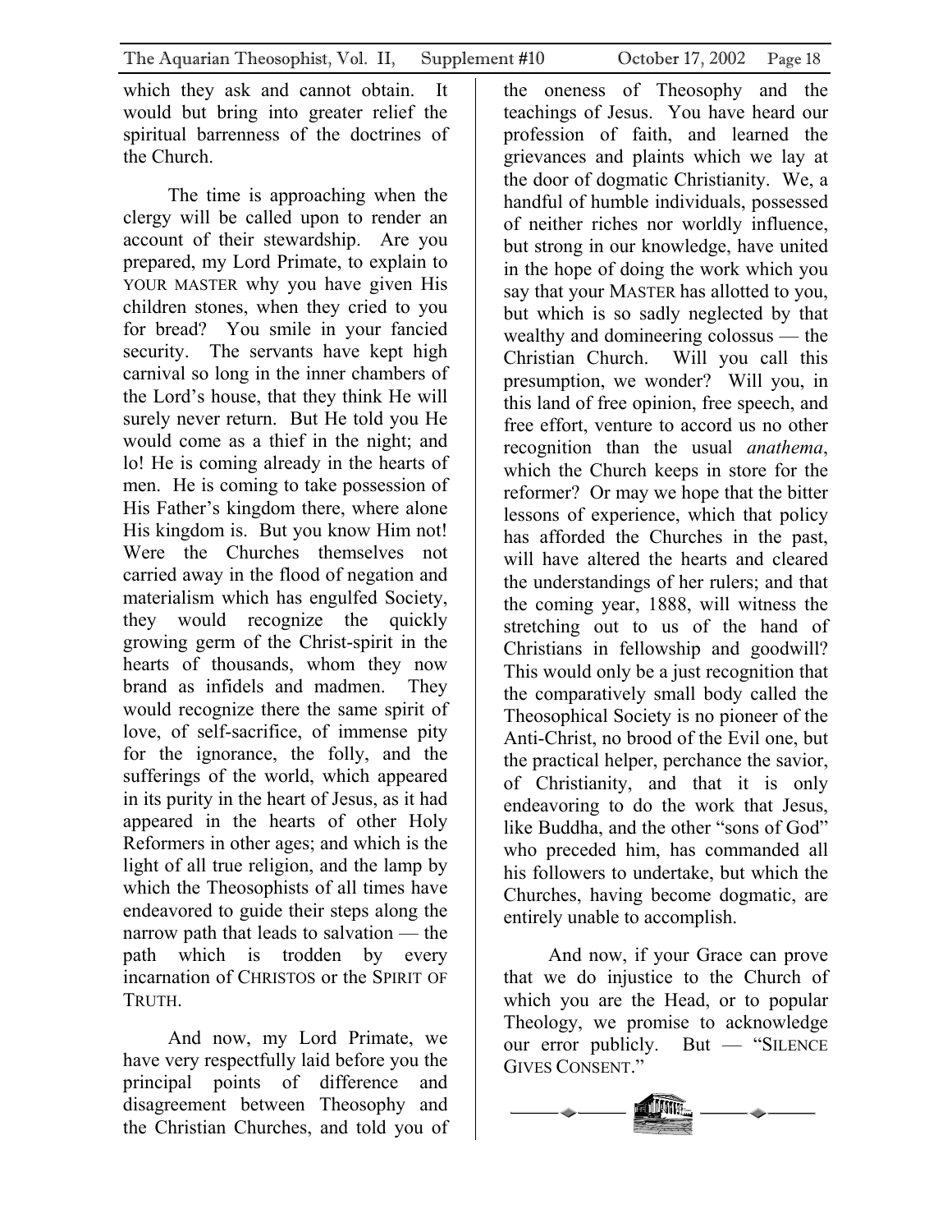which they ask and cannot obtain. It would but bring into greater relief the spiritual barrenness of the doctrines of the Church.

The time is approaching when the clergy will be called upon to render an account of their stewardship. Are you prepared, my Lord Primate, to explain to YOUR MASTER why you have given His children stones, when they cried to you for bread? You smile in your fancied security. The servants have kept high carnival so long in the inner chambers of the Lord's house, that they think He will surely never return. But He told you He would come as a thief in the night; and lo! He is coming already in the hearts of men. He is coming to take possession of His Father's kingdom there, where alone His kingdom is. But you know Him not! Were the Churches themselves not carried away in the flood of negation and materialism which has engulfed Society, they would recognize the quickly growing germ of the Christ-spirit in the hearts of thousands, whom they now brand as infidels and madmen. They would recognize there the same spirit of love, of self-sacrifice, of immense pity for the ignorance, the folly, and the sufferings of the world, which appeared in its purity in the heart of Jesus, as it had appeared in the hearts of other Holy Reformers in other ages; and which is the light of all true religion, and the lamp by which the Theosophists of all times have endeavored to guide their steps along the narrow path that leads to salvation — the path which is trodden by every incarnation of CHRISTOS or the SPIRIT OF TRUTH.

And now, my Lord Primate, we have very respectfully laid before you the principal points of difference and disagreement between Theosophy and the Christian Churches, and told you of the oneness of Theosophy and the teachings of Jesus. You have heard our profession of faith, and learned the grievances and plaints which we lay at the door of dogmatic Christianity. We, a handful of humble individuals, possessed of neither riches nor worldly influence, but strong in our knowledge, have united in the hope of doing the work which you say that your MASTER has allotted to you, but which is so sadly neglected by that wealthy and domineering colossus — the Christian Church. Will you call this presumption, we wonder? Will you, in this land of free opinion, free speech, and free effort, venture to accord us no other recognition than the usual *anathema*, which the Church keeps in store for the reformer? Or may we hope that the bitter lessons of experience, which that policy has afforded the Churches in the past, will have altered the hearts and cleared the understandings of her rulers; and that the coming year, 1888, will witness the stretching out to us of the hand of Christians in fellowship and goodwill? This would only be a just recognition that the comparatively small body called the Theosophical Society is no pioneer of the Anti-Christ, no brood of the Evil one, but the practical helper, perchance the savior, of Christianity, and that it is only endeavoring to do the work that Jesus, like Buddha, and the other "sons of God" who preceded him, has commanded all his followers to undertake, but which the Churches, having become dogmatic, are entirely unable to accomplish.

And now, if your Grace can prove that we do injustice to the Church of which you are the Head, or to popular Theology, we promise to acknowledge our error publicly. But — "SILENCE GIVES CONSENT."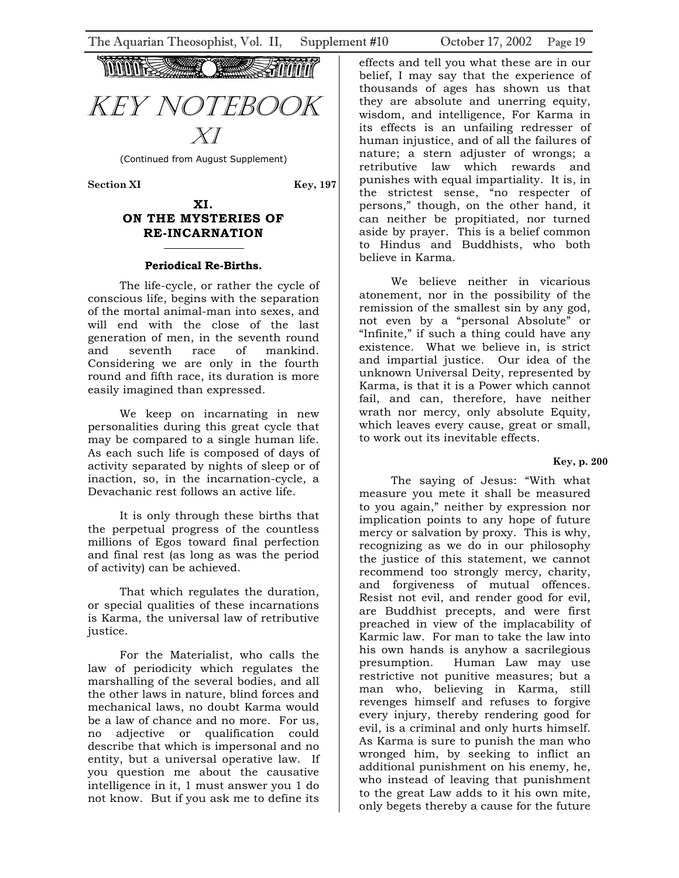# KEY NOTEBOOK XI

(Continued from August Supplement)

**Section XI** **Key, 197**

## XI. ON THE MYSTERIES OF RE-INCARNATION

### Periodical Re-Births.

The life-cycle, or rather the cycle of conscious life, begins with the separation of the mortal animal-man into sexes, and will end with the close of the last generation of men, in the seventh round and seventh race of mankind. Considering we are only in the fourth round and fifth race, its duration is more easily imagined than expressed.

We keep on incarnating in new personalities during this great cycle that may be compared to a single human life. As each such life is composed of days of activity separated by nights of sleep or of inaction, so, in the incarnation-cycle, a Devachanic rest follows an active life.

It is only through these births that the perpetual progress of the countless millions of Egos toward final perfection and final rest (as long as was the period of activity) can be achieved.

That which regulates the duration, or special qualities of these incarnations is Karma, the universal law of retributive justice.

For the Materialist, who calls the law of periodicity which regulates the marshalling of the several bodies, and all the other laws in nature, blind forces and mechanical laws, no doubt Karma would be a law of chance and no more. For us, no adjective or qualification could describe that which is impersonal and no entity, but a universal operative law. If you question me about the causative intelligence in it, 1 must answer you 1 do not know. But if you ask me to define its effects and tell you what these are in our belief, I may say that the experience of thousands of ages has shown us that they are absolute and unerring equity, wisdom, and intelligence, For Karma in its effects is an unfailing redresser of human injustice, and of all the failures of nature; a stern adjuster of wrongs; a retributive law which rewards and punishes with equal impartiality. It is, in the strictest sense, "no respecter of persons," though, on the other hand, it can neither be propitiated, nor turned aside by prayer. This is a belief common to Hindus and Buddhists, who both believe in Karma.

We believe neither in vicarious atonement, nor in the possibility of the remission of the smallest sin by any god, not even by a "personal Absolute" or "Infinite," if such a thing could have any existence. What we believe in, is strict and impartial justice. Our idea of the unknown Universal Deity, represented by Karma, is that it is a Power which cannot fail, and can, therefore, have neither wrath nor mercy, only absolute Equity, which leaves every cause, great or small, to work out its inevitable effects.

**Key, p. 200**

The saying of Jesus: "With what measure you mete it shall be measured to you again," neither by expression nor implication points to any hope of future mercy or salvation by proxy. This is why, recognizing as we do in our philosophy the justice of this statement, we cannot recommend too strongly mercy, charity, and forgiveness of mutual offences. Resist not evil, and render good for evil, are Buddhist precepts, and were first preached in view of the implacability of Karmic law. For man to take the law into his own hands is anyhow a sacrilegious presumption. Human Law may use restrictive not punitive measures; but a man who, believing in Karma, still revenges himself and refuses to forgive every injury, thereby rendering good for evil, is a criminal and only hurts himself. As Karma is sure to punish the man who wronged him, by seeking to inflict an additional punishment on his enemy, he, who instead of leaving that punishment to the great Law adds to it his own mite, only begets thereby a cause for the future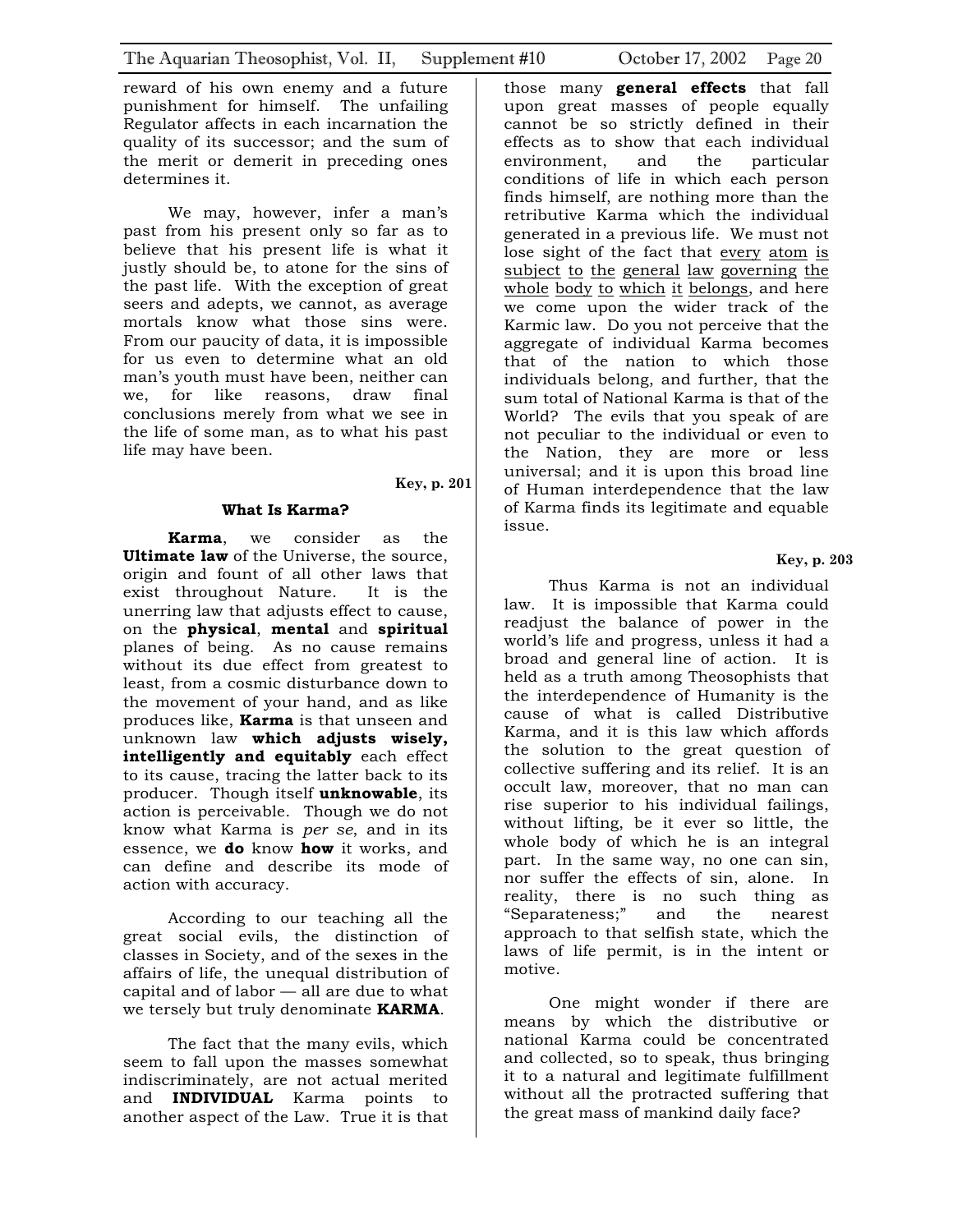reward of his own enemy and a future punishment for himself. The unfailing Regulator affects in each incarnation the quality of its successor; and the sum of the merit or demerit in preceding ones determines it.

We may, however, infer a man's past from his present only so far as to believe that his present life is what it justly should be, to atone for the sins of the past life. With the exception of great seers and adepts, we cannot, as average mortals know what those sins were. From our paucity of data, it is impossible for us even to determine what an old man's youth must have been, neither can we, for like reasons, draw final conclusions merely from what we see in the life of some man, as to what his past life may have been.

**Key, p. 201**

### What Is Karma?

**Karma**, we consider as the **Ultimate law** of the Universe, the source, origin and fount of all other laws that exist throughout Nature. It is the unerring law that adjusts effect to cause, on the **physical**, **mental** and **spiritual** planes of being. As no cause remains without its due effect from greatest to least, from a cosmic disturbance down to the movement of your hand, and as like produces like, **Karma** is that unseen and unknown law **which adjusts wisely, intelligently and equitably** each effect to its cause, tracing the latter back to its producer. Though itself **unknowable**, its action is perceivable. Though we do not know what Karma is *per se*, and in its essence, we **do** know **how** it works, and can define and describe its mode of action with accuracy.

According to our teaching all the great social evils, the distinction of classes in Society, and of the sexes in the affairs of life, the unequal distribution of capital and of labor — all are due to what we tersely but truly denominate **KARMA**.

The fact that the many evils, which seem to fall upon the masses somewhat indiscriminately, are not actual merited and **INDIVIDUAL** Karma points to another aspect of the Law. True it is that those many **general effects** that fall upon great masses of people equally cannot be so strictly defined in their effects as to show that each individual environment, and the particular conditions of life in which each person finds himself, are nothing more than the retributive Karma which the individual generated in a previous life. We must not lose sight of the fact that <u>every atom is subject to the general law governing the whole body to which it belongs</u>, and here we come upon the wider track of the Karmic law. Do you not perceive that the aggregate of individual Karma becomes that of the nation to which those individuals belong, and further, that the sum total of National Karma is that of the World? The evils that you speak of are not peculiar to the individual or even to the Nation, they are more or less universal; and it is upon this broad line of Human interdependence that the law of Karma finds its legitimate and equable issue.

**Key, p. 203**

Thus Karma is not an individual law. It is impossible that Karma could readjust the balance of power in the world's life and progress, unless it had a broad and general line of action. It is held as a truth among Theosophists that the interdependence of Humanity is the cause of what is called Distributive Karma, and it is this law which affords the solution to the great question of collective suffering and its relief. It is an occult law, moreover, that no man can rise superior to his individual failings, without lifting, be it ever so little, the whole body of which he is an integral part. In the same way, no one can sin, nor suffer the effects of sin, alone. In reality, there is no such thing as "Separateness;" and the nearest approach to that selfish state, which the laws of life permit, is in the intent or motive.

One might wonder if there are means by which the distributive or national Karma could be concentrated and collected, so to speak, thus bringing it to a natural and legitimate fulfillment without all the protracted suffering that the great mass of mankind daily face?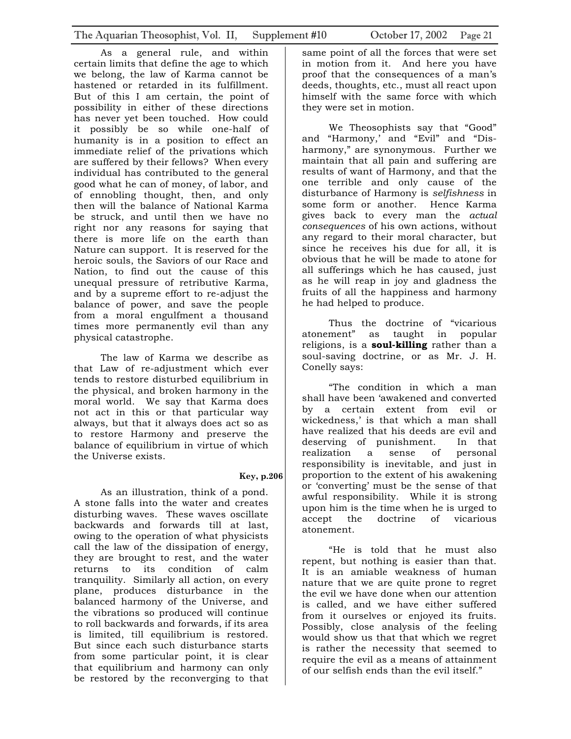As a general rule, and within certain limits that define the age to which we belong, the law of Karma cannot be hastened or retarded in its fulfillment. But of this I am certain, the point of possibility in either of these directions has never yet been touched. How could it possibly be so while one-half of humanity is in a position to effect an immediate relief of the privations which are suffered by their fellows? When every individual has contributed to the general good what he can of money, of labor, and of ennobling thought, then, and only then will the balance of National Karma be struck, and until then we have no right nor any reasons for saying that there is more life on the earth than Nature can support. It is reserved for the heroic souls, the Saviors of our Race and Nation, to find out the cause of this unequal pressure of retributive Karma, and by a supreme effort to re-adjust the balance of power, and save the people from a moral engulfment a thousand times more permanently evil than any physical catastrophe.

The law of Karma we describe as that Law of re-adjustment which ever tends to restore disturbed equilibrium in the physical, and broken harmony in the moral world. We say that Karma does not act in this or that particular way always, but that it always does act so as to restore Harmony and preserve the balance of equilibrium in virtue of which the Universe exists.

**Key, p.206**

As an illustration, think of a pond. A stone falls into the water and creates disturbing waves. These waves oscillate backwards and forwards till at last, owing to the operation of what physicists call the law of the dissipation of energy, they are brought to rest, and the water returns to its condition of calm tranquility. Similarly all action, on every plane, produces disturbance in the balanced harmony of the Universe, and the vibrations so produced will continue to roll backwards and forwards, if its area is limited, till equilibrium is restored. But since each such disturbance starts from some particular point, it is clear that equilibrium and harmony can only be restored by the reconverging to that same point of all the forces that were set in motion from it. And here you have proof that the consequences of a man's deeds, thoughts, etc., must all react upon himself with the same force with which they were set in motion.

We Theosophists say that "Good" and "Harmony,' and "Evil" and "Dis-harmony," are synonymous. Further we maintain that all pain and suffering are results of want of Harmony, and that the one terrible and only cause of the disturbance of Harmony is *selfishness* in some form or another. Hence Karma gives back to every man the *actual consequences* of his own actions, without any regard to their moral character, but since he receives his due for all, it is obvious that he will be made to atone for all sufferings which he has caused, just as he will reap in joy and gladness the fruits of all the happiness and harmony he had helped to produce.

Thus the doctrine of "vicarious atonement" as taught in popular religions, is a **soul-killing** rather than a soul-saving doctrine, or as Mr. J. H. Conelly says:

"The condition in which a man shall have been 'awakened and converted by a certain extent from evil or wickedness,' is that which a man shall have realized that his deeds are evil and deserving of punishment. In that realization a sense of personal responsibility is inevitable, and just in proportion to the extent of his awakening or 'converting' must be the sense of that awful responsibility. While it is strong upon him is the time when he is urged to accept the doctrine of vicarious atonement.

"He is told that he must also repent, but nothing is easier than that. It is an amiable weakness of human nature that we are quite prone to regret the evil we have done when our attention is called, and we have either suffered from it ourselves or enjoyed its fruits. Possibly, close analysis of the feeling would show us that that which we regret is rather the necessity that seemed to require the evil as a means of attainment of our selfish ends than the evil itself."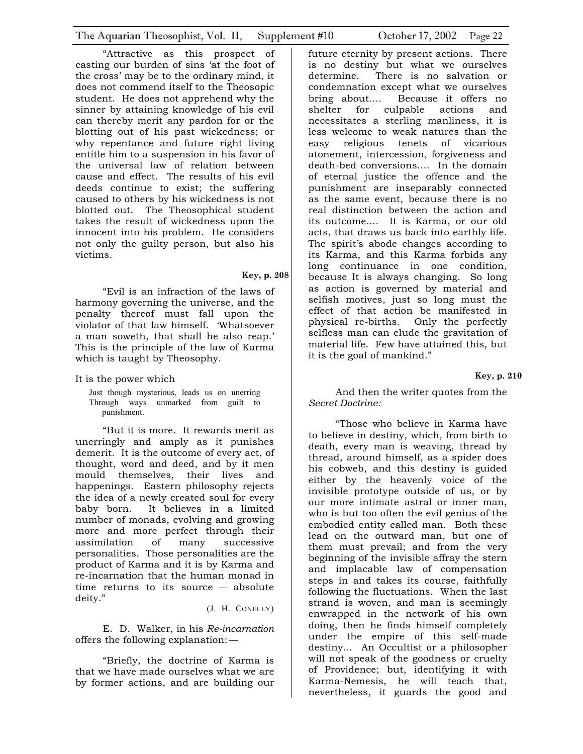"Attractive as this prospect of casting our burden of sins 'at the foot of the cross' may be to the ordinary mind, it does not commend itself to the Theosopic student. He does not apprehend why the sinner by attaining knowledge of his evil can thereby merit any pardon for or the blotting out of his past wickedness; or why repentance and future right living entitle him to a suspension in his favor of the universal law of relation between cause and effect. The results of his evil deeds continue to exist; the suffering caused to others by his wickedness is not blotted out. The Theosophical student takes the result of wickedness upon the innocent into his problem. He considers not only the guilty person, but also his victims.

**Key, p. 208**

"Evil is an infraction of the laws of harmony governing the universe, and the penalty thereof must fall upon the violator of that law himself. 'Whatsoever a man soweth, that shall he also reap.' This is the principle of the law of Karma which is taught by Theosophy.

It is the power which

> Just though mysterious, leads us on unerring
> Through ways unmarked from guilt to punishment.

"But it is more. It rewards merit as unerringly and amply as it punishes demerit. It is the outcome of every act, of thought, word and deed, and by it men mould themselves, their lives and happenings. Eastern philosophy rejects the idea of a newly created soul for every baby born. It believes in a limited number of monads, evolving and growing more and more perfect through their assimilation of many successive personalities. Those personalities are the product of Karma and it is by Karma and re-incarnation that the human monad in time returns to its source — absolute deity."

(J. H. CONELLY)

E. D. Walker, in his *Re-incarnation* offers the following explanation:—

"Briefly, the doctrine of Karma is that we have made ourselves what we are by former actions, and are building our future eternity by present actions. There is no destiny but what we ourselves determine. There is no salvation or condemnation except what we ourselves bring about.... Because it offers no shelter for culpable actions and necessitates a sterling manliness, it is less welcome to weak natures than the easy religious tenets of vicarious atonement, intercession, forgiveness and death-bed conversions.... In the domain of eternal justice the offence and the punishment are inseparably connected as the same event, because there is no real distinction between the action and its outcome.... It is Karma, or our old acts, that draws us back into earthly life. The spirit's abode changes according to its Karma, and this Karma forbids any long continuance in one condition, because It is always changing. So long as action is governed by material and selfish motives, just so long must the effect of that action be manifested in physical re-births. Only the perfectly selfless man can elude the gravitation of material life. Few have attained this, but it is the goal of mankind."

**Key, p. 210**

And then the writer quotes from the *Secret Doctrine:*

"Those who believe in Karma have to believe in destiny, which, from birth to death, every man is weaving, thread by thread, around himself, as a spider does his cobweb, and this destiny is guided either by the heavenly voice of the invisible prototype outside of us, or by our more intimate astral or inner man, who is but too often the evil genius of the embodied entity called man. Both these lead on the outward man, but one of them must prevail; and from the very beginning of the invisible affray the stern and implacable law of compensation steps in and takes its course, faithfully following the fluctuations. When the last strand is woven, and man is seemingly enwrapped in the network of his own doing, then he finds himself completely under the empire of this self-made destiny... An Occultist or a philosopher will not speak of the goodness or cruelty of Providence; but, identifying it with Karma-Nemesis, he will teach that, nevertheless, it guards the good and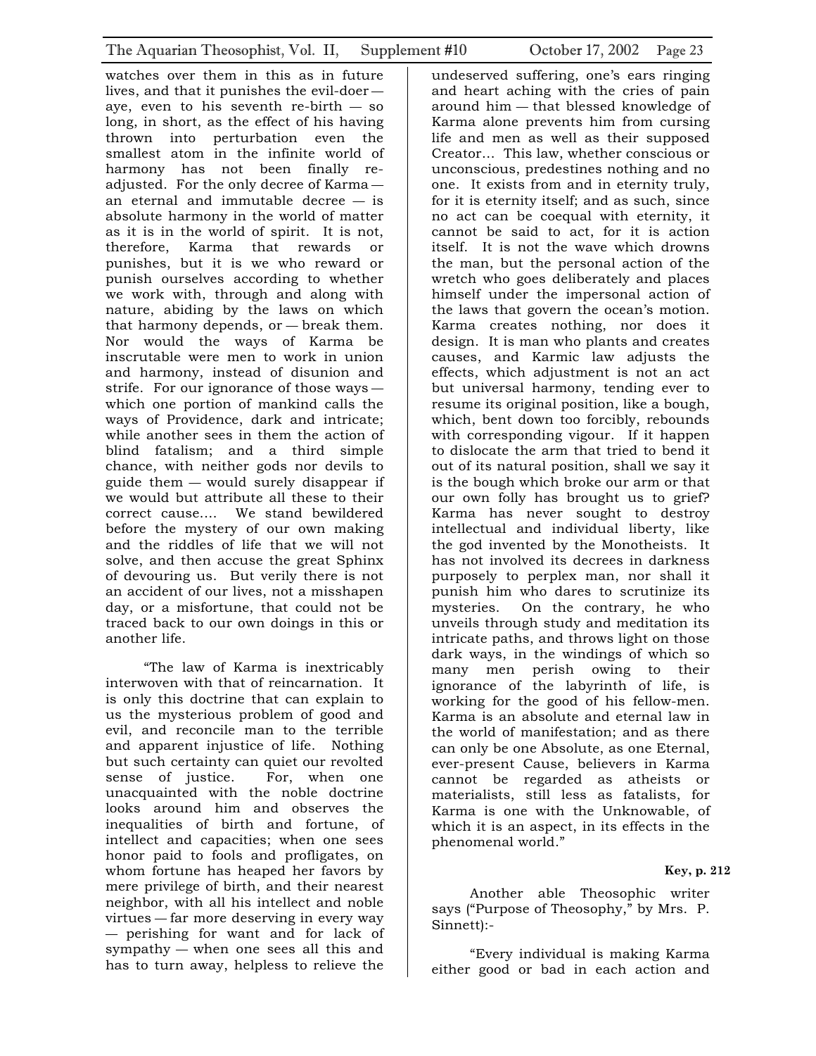watches over them in this as in future lives, and that it punishes the evil-doer — aye, even to his seventh re-birth — so long, in short, as the effect of his having thrown into perturbation even the smallest atom in the infinite world of harmony has not been finally re-adjusted. For the only decree of Karma — an eternal and immutable decree — is absolute harmony in the world of matter as it is in the world of spirit. It is not, therefore, Karma that rewards or punishes, but it is we who reward or punish ourselves according to whether we work with, through and along with nature, abiding by the laws on which that harmony depends, or — break them. Nor would the ways of Karma be inscrutable were men to work in union and harmony, instead of disunion and strife. For our ignorance of those ways — which one portion of mankind calls the ways of Providence, dark and intricate; while another sees in them the action of blind fatalism; and a third simple chance, with neither gods nor devils to guide them — would surely disappear if we would but attribute all these to their correct cause.... We stand bewildered before the mystery of our own making and the riddles of life that we will not solve, and then accuse the great Sphinx of devouring us. But verily there is not an accident of our lives, not a misshapen day, or a misfortune, that could not be traced back to our own doings in this or another life.

"The law of Karma is inextricably interwoven with that of reincarnation. It is only this doctrine that can explain to us the mysterious problem of good and evil, and reconcile man to the terrible and apparent injustice of life. Nothing but such certainty can quiet our revolted sense of justice. For, when one unacquainted with the noble doctrine looks around him and observes the inequalities of birth and fortune, of intellect and capacities; when one sees honor paid to fools and profligates, on whom fortune has heaped her favors by mere privilege of birth, and their nearest neighbor, with all his intellect and noble virtues — far more deserving in every way — perishing for want and for lack of sympathy — when one sees all this and has to turn away, helpless to relieve the undeserved suffering, one's ears ringing and heart aching with the cries of pain around him — that blessed knowledge of Karma alone prevents him from cursing life and men as well as their supposed Creator... This law, whether conscious or unconscious, predestines nothing and no one. It exists from and in eternity truly, for it is eternity itself; and as such, since no act can be coequal with eternity, it cannot be said to act, for it is action itself. It is not the wave which drowns the man, but the personal action of the wretch who goes deliberately and places himself under the impersonal action of the laws that govern the ocean's motion. Karma creates nothing, nor does it design. It is man who plants and creates causes, and Karmic law adjusts the effects, which adjustment is not an act but universal harmony, tending ever to resume its original position, like a bough, which, bent down too forcibly, rebounds with corresponding vigour. If it happen to dislocate the arm that tried to bend it out of its natural position, shall we say it is the bough which broke our arm or that our own folly has brought us to grief? Karma has never sought to destroy intellectual and individual liberty, like the god invented by the Monotheists. It has not involved its decrees in darkness purposely to perplex man, nor shall it punish him who dares to scrutinize its mysteries. On the contrary, he who unveils through study and meditation its intricate paths, and throws light on those dark ways, in the windings of which so many men perish owing to their ignorance of the labyrinth of life, is working for the good of his fellow-men. Karma is an absolute and eternal law in the world of manifestation; and as there can only be one Absolute, as one Eternal, ever-present Cause, believers in Karma cannot be regarded as atheists or materialists, still less as fatalists, for Karma is one with the Unknowable, of which it is an aspect, in its effects in the phenomenal world."

**Key, p. 212**

Another able Theosophic writer says ("Purpose of Theosophy," by Mrs. P. Sinnett):-

"Every individual is making Karma either good or bad in each action and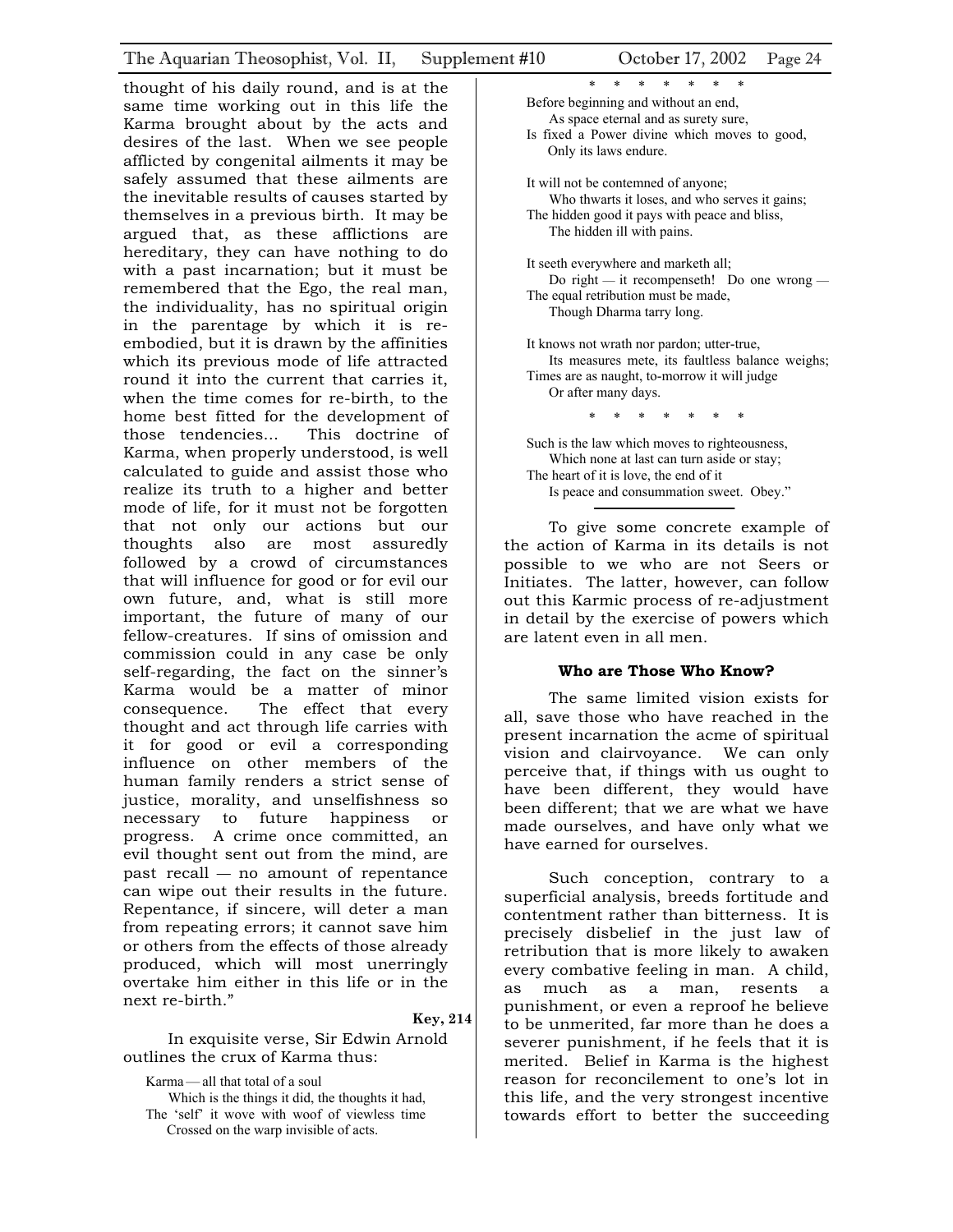thought of his daily round, and is at the same time working out in this life the Karma brought about by the acts and desires of the last. When we see people afflicted by congenital ailments it may be safely assumed that these ailments are the inevitable results of causes started by themselves in a previous birth. It may be argued that, as these afflictions are hereditary, they can have nothing to do with a past incarnation; but it must be remembered that the Ego, the real man, the individuality, has no spiritual origin in the parentage by which it is re-embodied, but it is drawn by the affinities which its previous mode of life attracted round it into the current that carries it, when the time comes for re-birth, to the home best fitted for the development of those tendencies... This doctrine of Karma, when properly understood, is well calculated to guide and assist those who realize its truth to a higher and better mode of life, for it must not be forgotten that not only our actions but our thoughts also are most assuredly followed by a crowd of circumstances that will influence for good or for evil our own future, and, what is still more important, the future of many of our fellow-creatures. If sins of omission and commission could in any case be only self-regarding, the fact on the sinner's Karma would be a matter of minor consequence. The effect that every thought and act through life carries with it for good or evil a corresponding influence on other members of the human family renders a strict sense of justice, morality, and unselfishness so necessary to future happiness or progress. A crime once committed, an evil thought sent out from the mind, are past recall — no amount of repentance can wipe out their results in the future. Repentance, if sincere, will deter a man from repeating errors; it cannot save him or others from the effects of those already produced, which will most unerringly overtake him either in this life or in the next re-birth."

**Key, 214**

In exquisite verse, Sir Edwin Arnold outlines the crux of Karma thus:

> Karma — all that total of a soul
> Which is the things it did, the thoughts it had,
> The 'self' it wove with woof of viewless time
> Crossed on the warp invisible of acts.
>
> \* \* \* \* \* \* \*
>
> Before beginning and without an end,
> As space eternal and as surety sure,
> Is fixed a Power divine which moves to good,
> Only its laws endure.
>
> It will not be contemned of anyone;
> Who thwarts it loses, and who serves it gains;
> The hidden good it pays with peace and bliss,
> The hidden ill with pains.
>
> It seeth everywhere and marketh all;
> Do right — it recompenseth! Do one wrong —
> The equal retribution must be made,
> Though Dharma tarry long.
>
> It knows not wrath nor pardon; utter-true,
> Its measures mete, its faultless balance weighs;
> Times are as naught, to-morrow it will judge
> Or after many days.
>
> \* \* \* \* \* \* \*
>
> Such is the law which moves to righteousness,
> Which none at last can turn aside or stay;
> The heart of it is love, the end of it
> Is peace and consummation sweet. Obey."

---

To give some concrete example of the action of Karma in its details is not possible to we who are not Seers or Initiates. The latter, however, can follow out this Karmic process of re-adjustment in detail by the exercise of powers which are latent even in all men.

### Who are Those Who Know?

The same limited vision exists for all, save those who have reached in the present incarnation the acme of spiritual vision and clairvoyance. We can only perceive that, if things with us ought to have been different, they would have been different; that we are what we have made ourselves, and have only what we have earned for ourselves.

Such conception, contrary to a superficial analysis, breeds fortitude and contentment rather than bitterness. It is precisely disbelief in the just law of retribution that is more likely to awaken every combative feeling in man. A child, as much as a man, resents a punishment, or even a reproof he believe to be unmerited, far more than he does a severer punishment, if he feels that it is merited. Belief in Karma is the highest reason for reconcilement to one's lot in this life, and the very strongest incentive towards effort to better the succeeding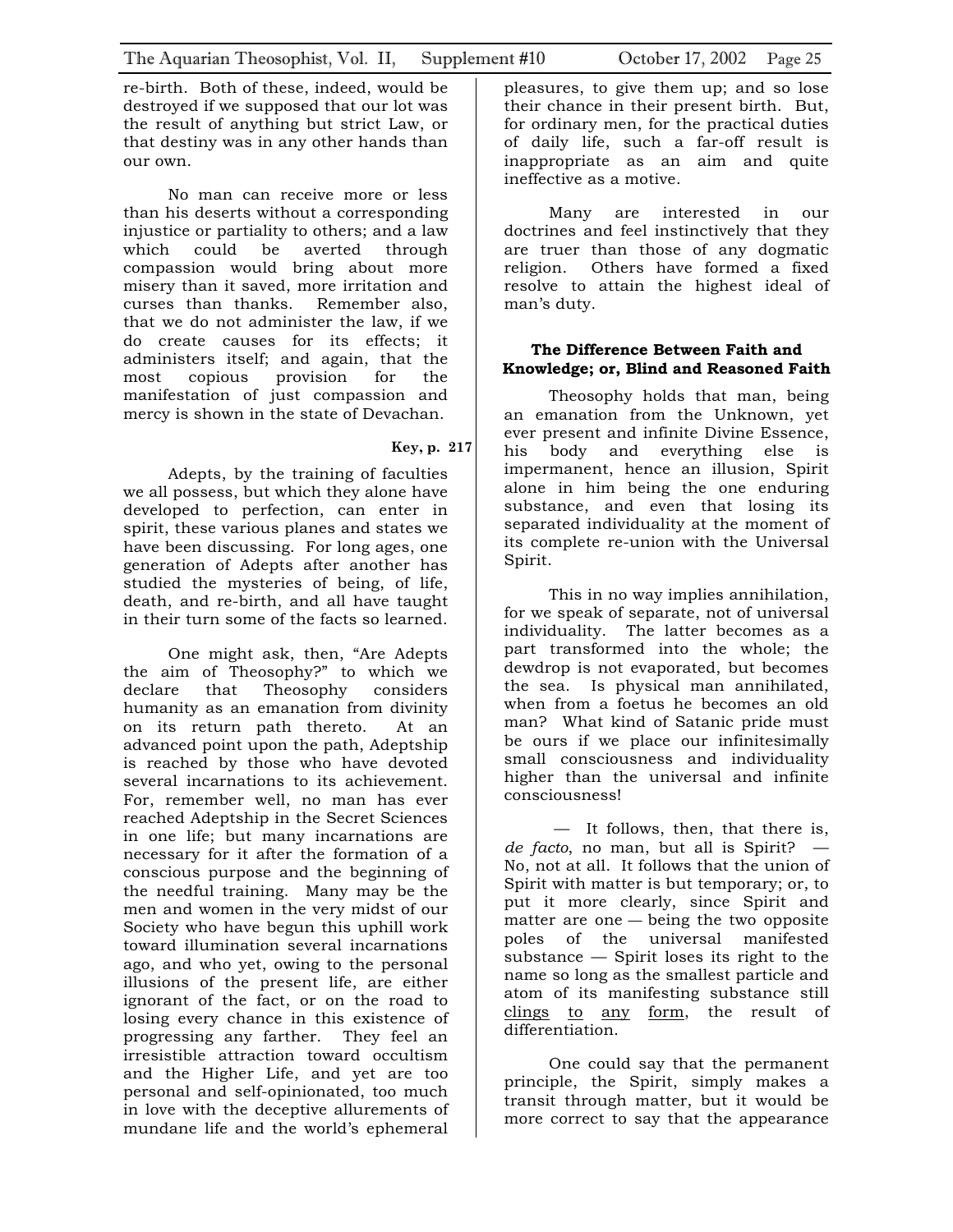re-birth. Both of these, indeed, would be destroyed if we supposed that our lot was the result of anything but strict Law, or that destiny was in any other hands than our own.

No man can receive more or less than his deserts without a corresponding injustice or partiality to others; and a law which could be averted through compassion would bring about more misery than it saved, more irritation and curses than thanks. Remember also, that we do not administer the law, if we do create causes for its effects; it administers itself; and again, that the most copious provision for the manifestation of just compassion and mercy is shown in the state of Devachan.

**Key, p. 217**

Adepts, by the training of faculties we all possess, but which they alone have developed to perfection, can enter in spirit, these various planes and states we have been discussing. For long ages, one generation of Adepts after another has studied the mysteries of being, of life, death, and re-birth, and all have taught in their turn some of the facts so learned.

One might ask, then, "Are Adepts the aim of Theosophy?" to which we declare that Theosophy considers humanity as an emanation from divinity on its return path thereto. At an advanced point upon the path, Adeptship is reached by those who have devoted several incarnations to its achievement. For, remember well, no man has ever reached Adeptship in the Secret Sciences in one life; but many incarnations are necessary for it after the formation of a conscious purpose and the beginning of the needful training. Many may be the men and women in the very midst of our Society who have begun this uphill work toward illumination several incarnations ago, and who yet, owing to the personal illusions of the present life, are either ignorant of the fact, or on the road to losing every chance in this existence of progressing any farther. They feel an irresistible attraction toward occultism and the Higher Life, and yet are too personal and self-opinionated, too much in love with the deceptive allurements of mundane life and the world's ephemeral pleasures, to give them up; and so lose their chance in their present birth. But, for ordinary men, for the practical duties of daily life, such a far-off result is inappropriate as an aim and quite ineffective as a motive.

Many are interested in our doctrines and feel instinctively that they are truer than those of any dogmatic religion. Others have formed a fixed resolve to attain the highest ideal of man's duty.

### The Difference Between Faith and Knowledge; or, Blind and Reasoned Faith

Theosophy holds that man, being an emanation from the Unknown, yet ever present and infinite Divine Essence, his body and everything else is impermanent, hence an illusion, Spirit alone in him being the one enduring substance, and even that losing its separated individuality at the moment of its complete re-union with the Universal Spirit.

This in no way implies annihilation, for we speak of separate, not of universal individuality. The latter becomes as a part transformed into the whole; the dewdrop is not evaporated, but becomes the sea. Is physical man annihilated, when from a foetus he becomes an old man? What kind of Satanic pride must be ours if we place our infinitesimally small consciousness and individuality higher than the universal and infinite consciousness!

— It follows, then, that there is, *de facto*, no man, but all is Spirit? — No, not at all. It follows that the union of Spirit with matter is but temporary; or, to put it more clearly, since Spirit and matter are one — being the two opposite poles of the universal manifested substance — Spirit loses its right to the name so long as the smallest particle and atom of its manifesting substance still <u>clings to any form</u>, the result of differentiation.

One could say that the permanent principle, the Spirit, simply makes a transit through matter, but it would be more correct to say that the appearance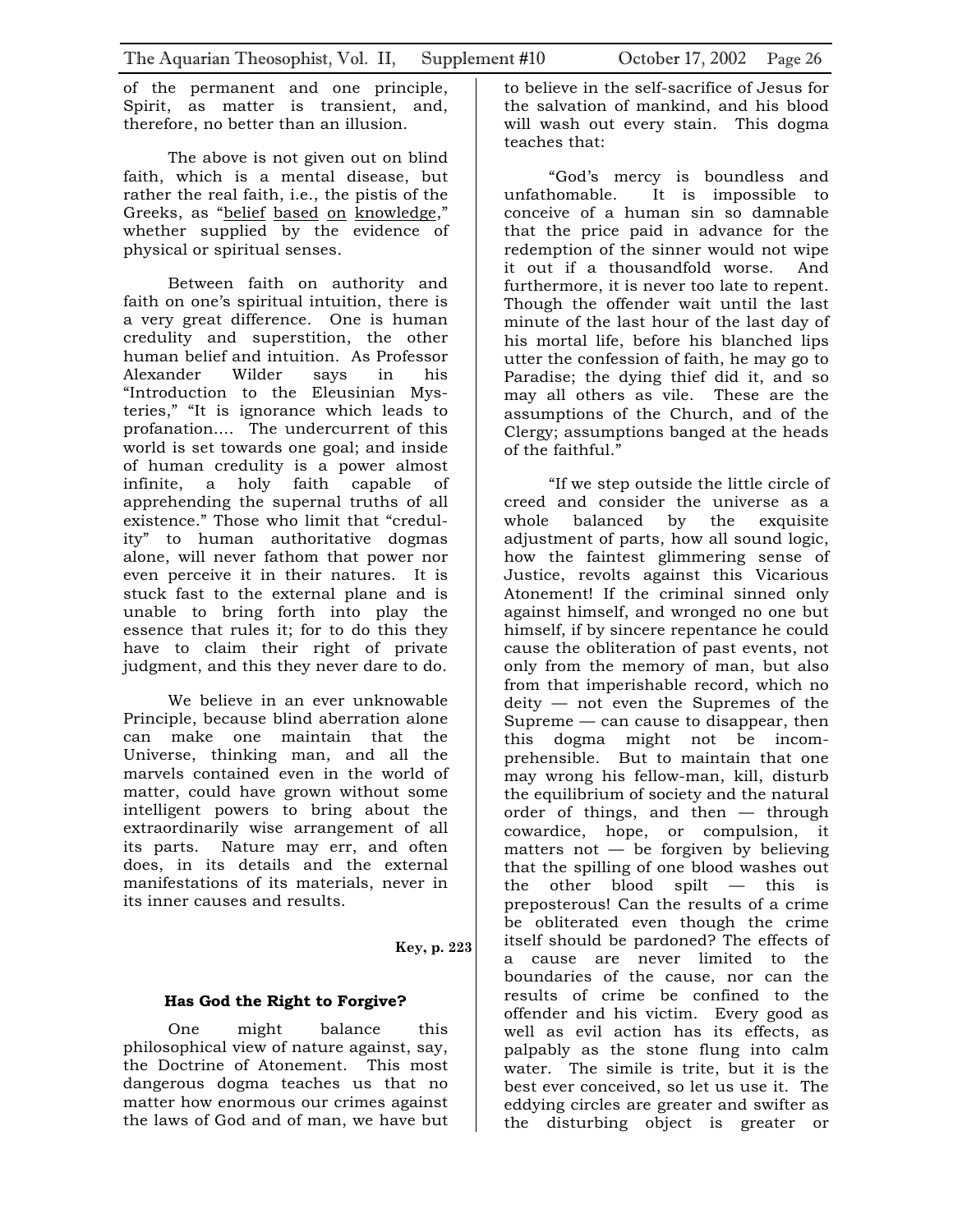of the permanent and one principle, Spirit, as matter is transient, and, therefore, no better than an illusion.

The above is not given out on blind faith, which is a mental disease, but rather the real faith, i.e., the pistis of the Greeks, as "belief based on knowledge," whether supplied by the evidence of physical or spiritual senses.

Between faith on authority and faith on one's spiritual intuition, there is a very great difference. One is human credulity and superstition, the other human belief and intuition. As Professor Alexander Wilder says in his "Introduction to the Eleusinian Mysteries," "It is ignorance which leads to profanation.... The undercurrent of this world is set towards one goal; and inside of human credulity is a power almost infinite, a holy faith capable of apprehending the supernal truths of all existence." Those who limit that "credulity" to human authoritative dogmas alone, will never fathom that power nor even perceive it in their natures. It is stuck fast to the external plane and is unable to bring forth into play the essence that rules it; for to do this they have to claim their right of private judgment, and this they never dare to do.

We believe in an ever unknowable Principle, because blind aberration alone can make one maintain that the Universe, thinking man, and all the marvels contained even in the world of matter, could have grown without some intelligent powers to bring about the extraordinarily wise arrangement of all its parts. Nature may err, and often does, in its details and the external manifestations of its materials, never in its inner causes and results.

**Key, p. 223**

### Has God the Right to Forgive?

One might balance this philosophical view of nature against, say, the Doctrine of Atonement. This most dangerous dogma teaches us that no matter how enormous our crimes against the laws of God and of man, we have but to believe in the self-sacrifice of Jesus for the salvation of mankind, and his blood will wash out every stain. This dogma teaches that:

"God's mercy is boundless and unfathomable. It is impossible to conceive of a human sin so damnable that the price paid in advance for the redemption of the sinner would not wipe it out if a thousandfold worse. And furthermore, it is never too late to repent. Though the offender wait until the last minute of the last hour of the last day of his mortal life, before his blanched lips utter the confession of faith, he may go to Paradise; the dying thief did it, and so may all others as vile. These are the assumptions of the Church, and of the Clergy; assumptions banged at the heads of the faithful."

"If we step outside the little circle of creed and consider the universe as a whole balanced by the exquisite adjustment of parts, how all sound logic, how the faintest glimmering sense of Justice, revolts against this Vicarious Atonement! If the criminal sinned only against himself, and wronged no one but himself, if by sincere repentance he could cause the obliteration of past events, not only from the memory of man, but also from that imperishable record, which no deity — not even the Supremes of the Supreme — can cause to disappear, then this dogma might not be incomprehensible. But to maintain that one may wrong his fellow-man, kill, disturb the equilibrium of society and the natural order of things, and then — through cowardice, hope, or compulsion, it matters not — be forgiven by believing that the spilling of one blood washes out the other blood spilt — this is preposterous! Can the results of a crime be obliterated even though the crime itself should be pardoned? The effects of a cause are never limited to the boundaries of the cause, nor can the results of crime be confined to the offender and his victim. Every good as well as evil action has its effects, as palpably as the stone flung into calm water. The simile is trite, but it is the best ever conceived, so let us use it. The eddying circles are greater and swifter as the disturbing object is greater or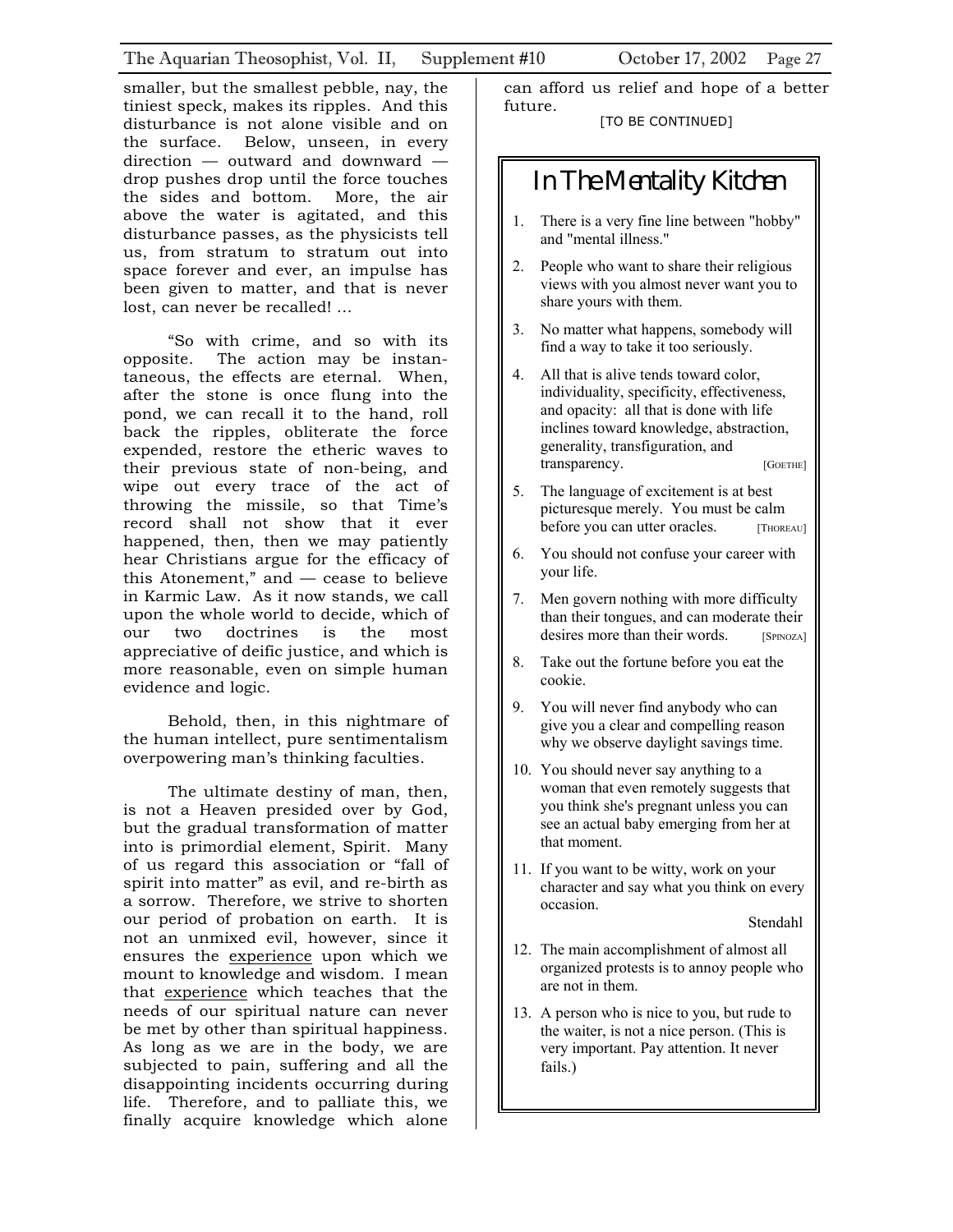smaller, but the smallest pebble, nay, the tiniest speck, makes its ripples. And this disturbance is not alone visible and on the surface. Below, unseen, in every direction — outward and downward — drop pushes drop until the force touches the sides and bottom. More, the air above the water is agitated, and this disturbance passes, as the physicists tell us, from stratum to stratum out into space forever and ever, an impulse has been given to matter, and that is never lost, can never be recalled! …

"So with crime, and so with its opposite. The action may be instantaneous, the effects are eternal. When, after the stone is once flung into the pond, we can recall it to the hand, roll back the ripples, obliterate the force expended, restore the etheric waves to their previous state of non-being, and wipe out every trace of the act of throwing the missile, so that Time's record shall not show that it ever happened, then, then we may patiently hear Christians argue for the efficacy of this Atonement," and — cease to believe in Karmic Law. As it now stands, we call upon the whole world to decide, which of our two doctrines is the most appreciative of deific justice, and which is more reasonable, even on simple human evidence and logic.

Behold, then, in this nightmare of the human intellect, pure sentimentalism overpowering man's thinking faculties.

The ultimate destiny of man, then, is not a Heaven presided over by God, but the gradual transformation of matter into is primordial element, Spirit. Many of us regard this association or "fall of spirit into matter" as evil, and re-birth as a sorrow. Therefore, we strive to shorten our period of probation on earth. It is not an unmixed evil, however, since it ensures the <u>experience</u> upon which we mount to knowledge and wisdom. I mean that <u>experience</u> which teaches that the needs of our spiritual nature can never be met by other than spiritual happiness. As long as we are in the body, we are subjected to pain, suffering and all the disappointing incidents occurring during life. Therefore, and to palliate this, we finally acquire knowledge which alone can afford us relief and hope of a better future.

[TO BE CONTINUED]

## In The Mentality Kitchen

1. There is a very fine line between "hobby" and "mental illness."
2. People who want to share their religious views with you almost never want you to share yours with them.
3. No matter what happens, somebody will find a way to take it too seriously.
4. All that is alive tends toward color, individuality, specificity, effectiveness, and opacity: all that is done with life inclines toward knowledge, abstraction, generality, transfiguration, and transparency. [GOETHE]
5. The language of excitement is at best picturesque merely. You must be calm before you can utter oracles. [THOREAU]
6. You should not confuse your career with your life.
7. Men govern nothing with more difficulty than their tongues, and can moderate their desires more than their words. [SPINOZA]
8. Take out the fortune before you eat the cookie.
9. You will never find anybody who can give you a clear and compelling reason why we observe daylight savings time.
10. You should never say anything to a woman that even remotely suggests that you think she's pregnant unless you can see an actual baby emerging from her at that moment.
11. If you want to be witty, work on your character and say what you think on every occasion.

    Stendahl
12. The main accomplishment of almost all organized protests is to annoy people who are not in them.
13. A person who is nice to you, but rude to the waiter, is not a nice person. (This is very important. Pay attention. It never fails.)